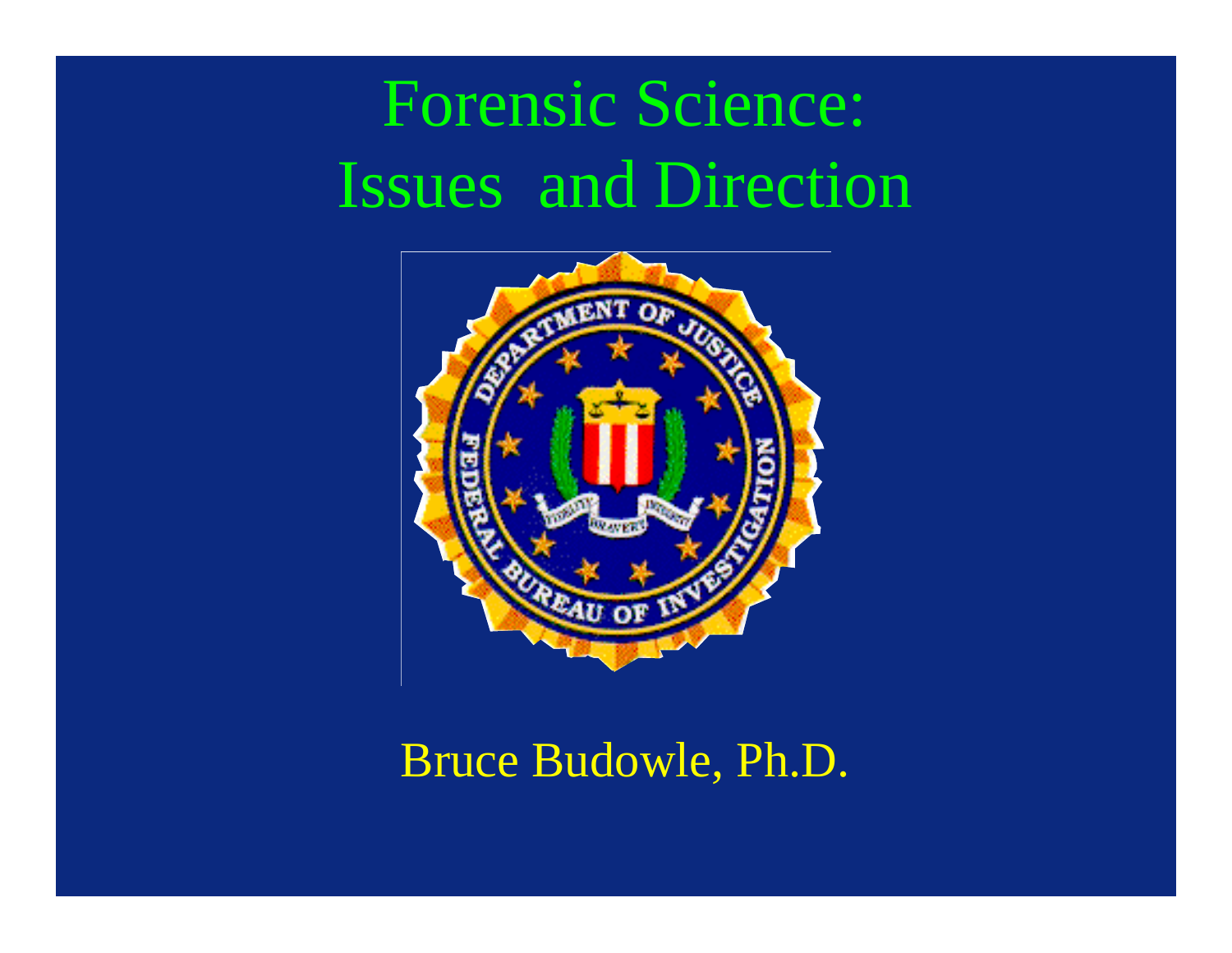# Forensic Science: Issues and Direction

Bruce Budowle, Ph.D.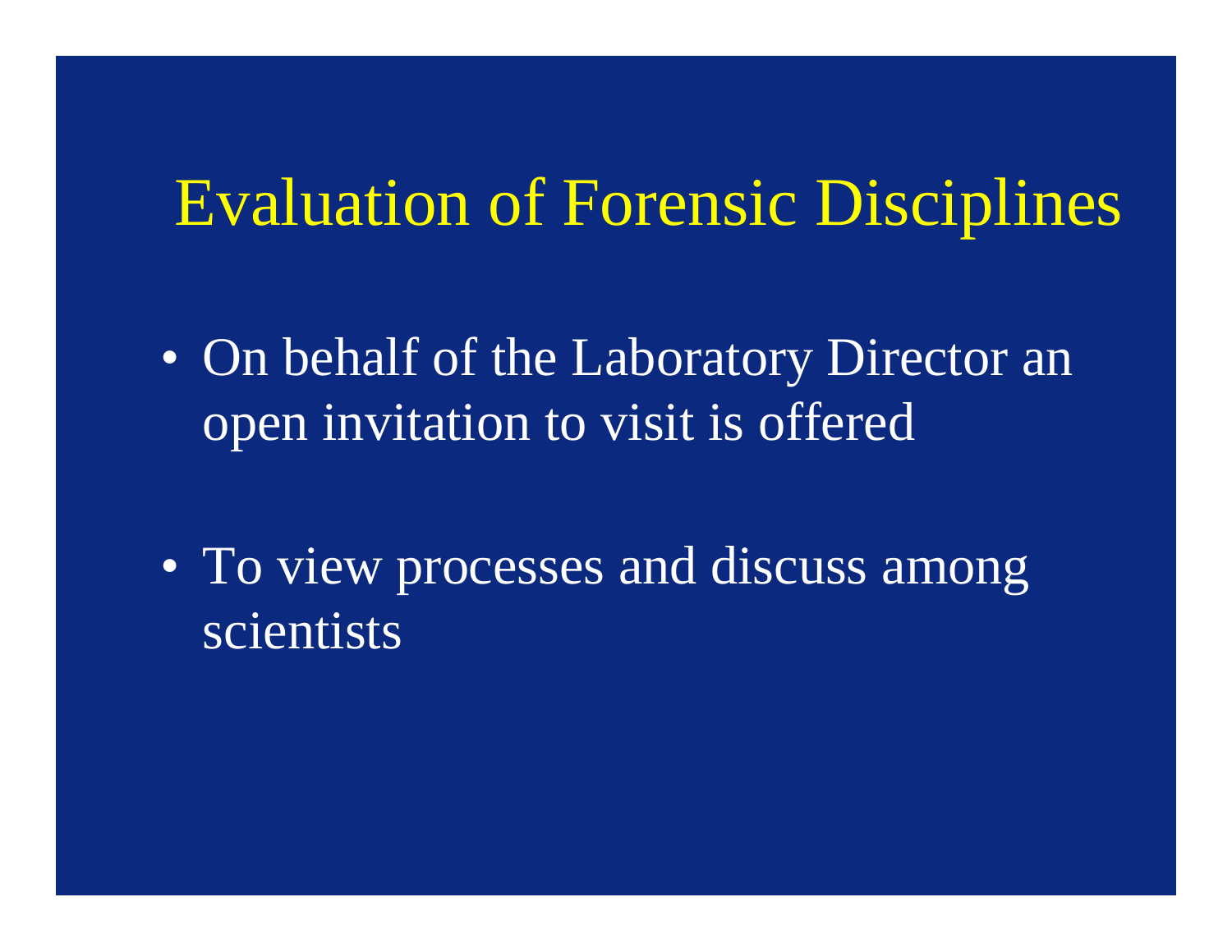# Evaluation of Forensic Disciplines

- On behalf of the Laboratory Director an open invitation to visit is offered
- To view processes and discuss among scientists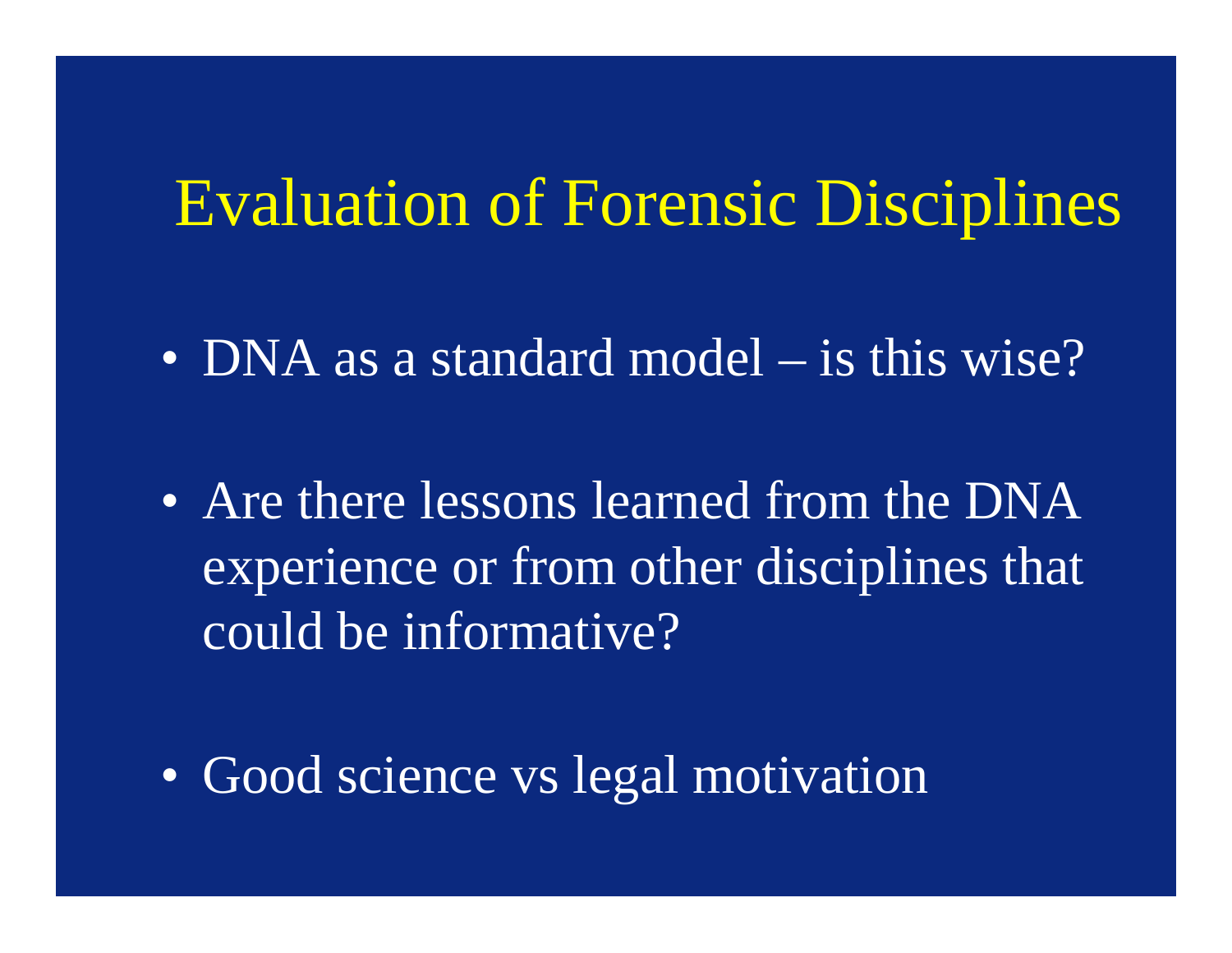# Evaluation of Forensic Disciplines

- DNA as a standard model – is this wise?
- Are there lessons learned from the DNA experience or from other disciplines that could be informative?
- Good science vs legal motivation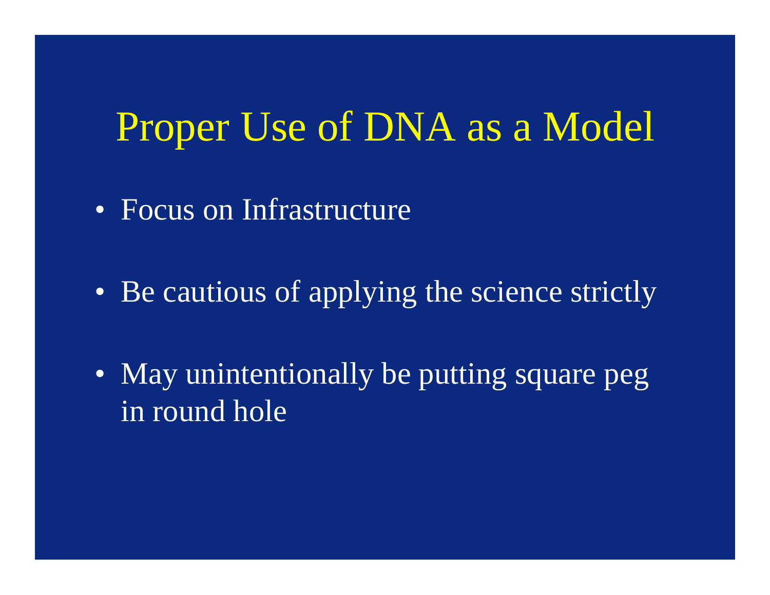# Proper Use of DNA as a Model

- Focus on Infrastructure
- Be cautious of applying the science strictly
- May unintentionally be putting square peg in round hole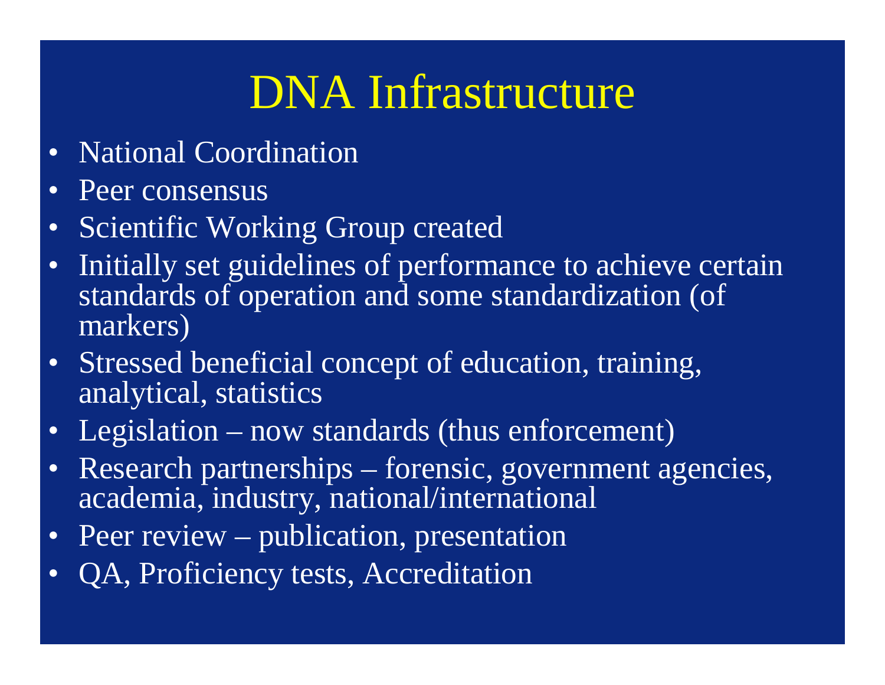# DNA Infrastructure

- National Coordination
- Peer consensus
- Scientific Working Group created
- Initially set guidelines of performance to achieve certain standards of operation and some standardization (of markers)
- Stressed beneficial concept of education, training, analytical, statistics
- Legislation – now standards (thus enforcement)
- Research partnerships – forensic, government agencies, academia, industry, national/international
- Peer review – publication, presentation
- QA, Proficiency tests, Accreditation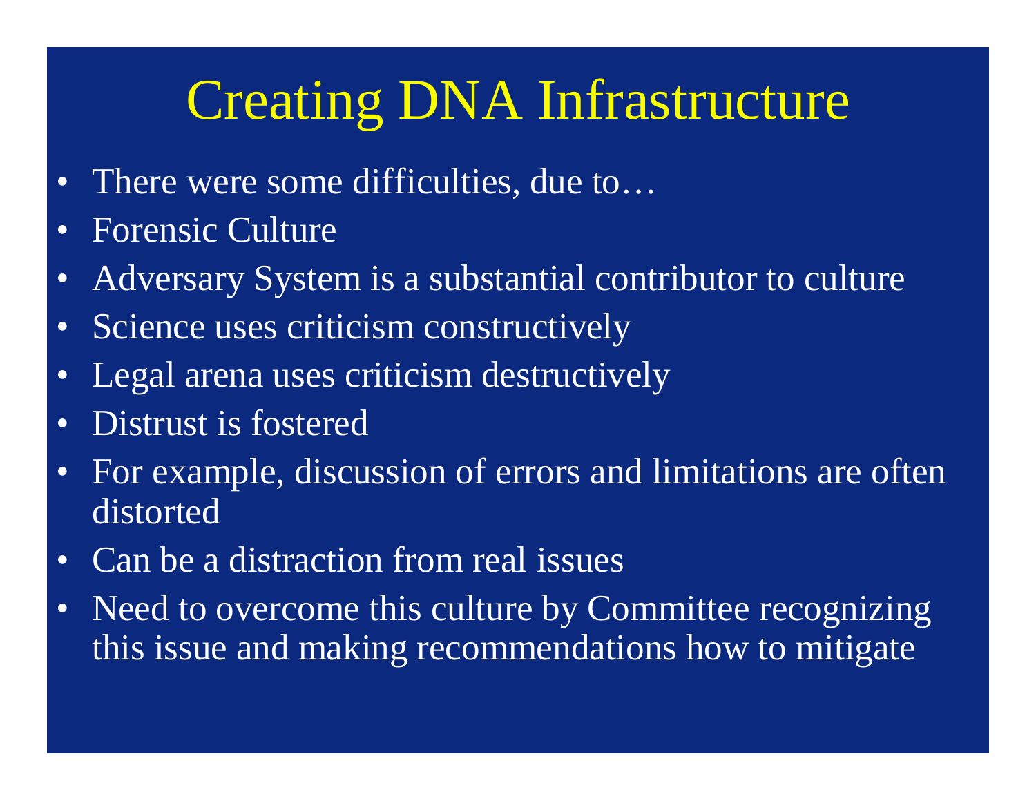# Creating DNA Infrastructure

- There were some difficulties, due to…
- Forensic Culture
- Adversary System is a substantial contributor to culture
- Science uses criticism constructively
- Legal arena uses criticism destructively
- Distrust is fostered
- For example, discussion of errors and limitations are often distorted
- Can be a distraction from real issues
- Need to overcome this culture by Committee recognizing this issue and making recommendations how to mitigate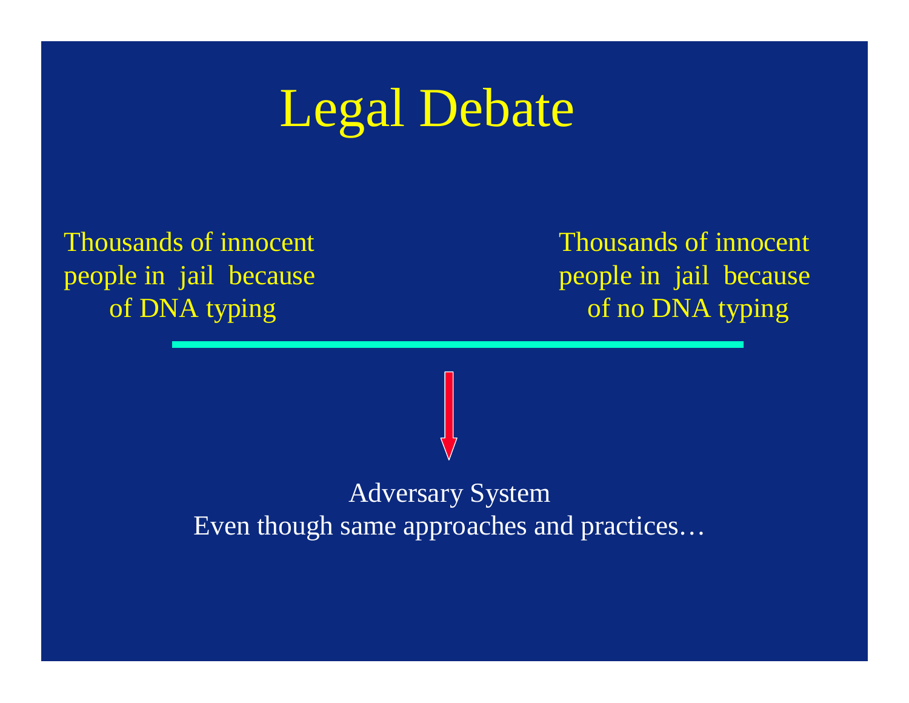# Legal Debate

Thousands of innocent people in jail because of DNA typing

Thousands of innocent people in jail because of no DNA typing

Adversary System
Even though same approaches and practices…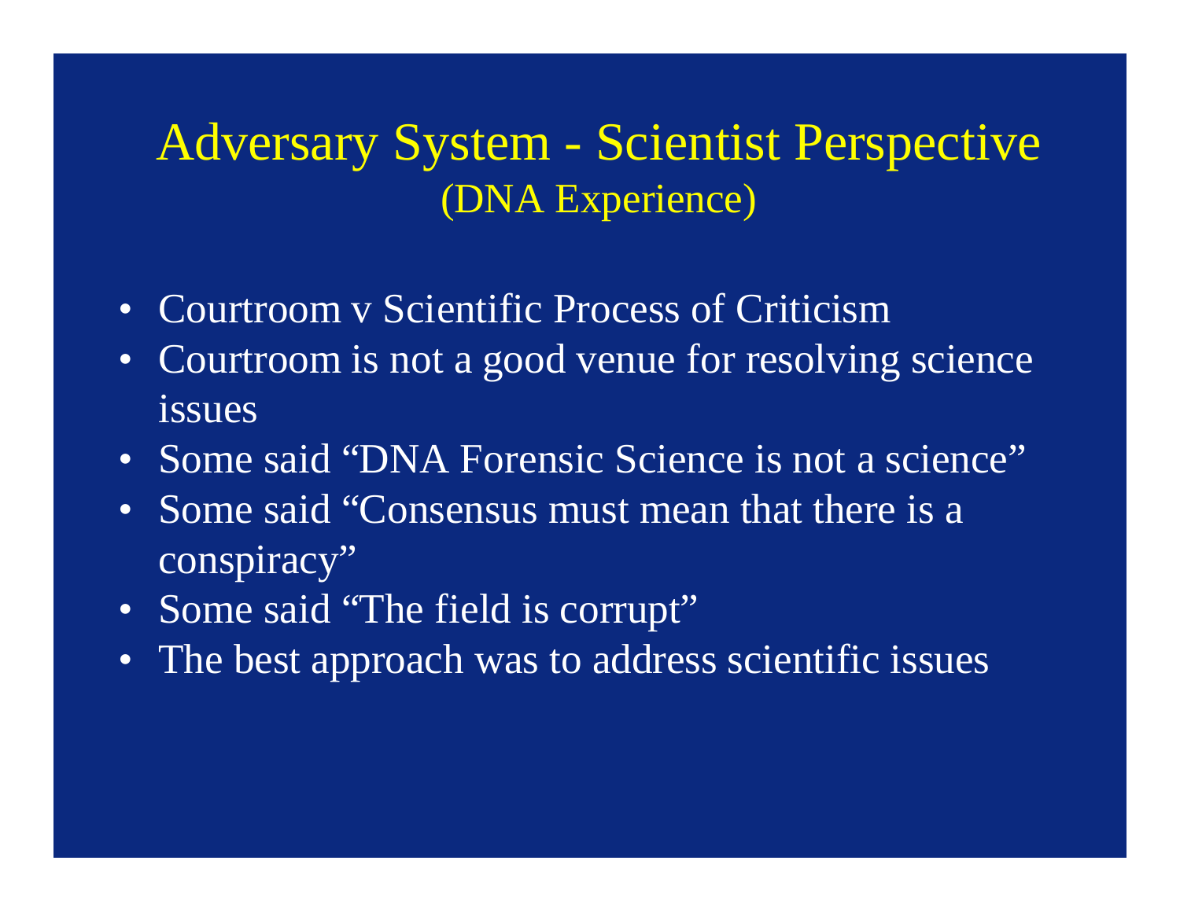# Adversary System - Scientist Perspective
## (DNA Experience)

- Courtroom v Scientific Process of Criticism
- Courtroom is not a good venue for resolving science issues
- Some said "DNA Forensic Science is not a science"
- Some said "Consensus must mean that there is a conspiracy"
- Some said "The field is corrupt"
- The best approach was to address scientific issues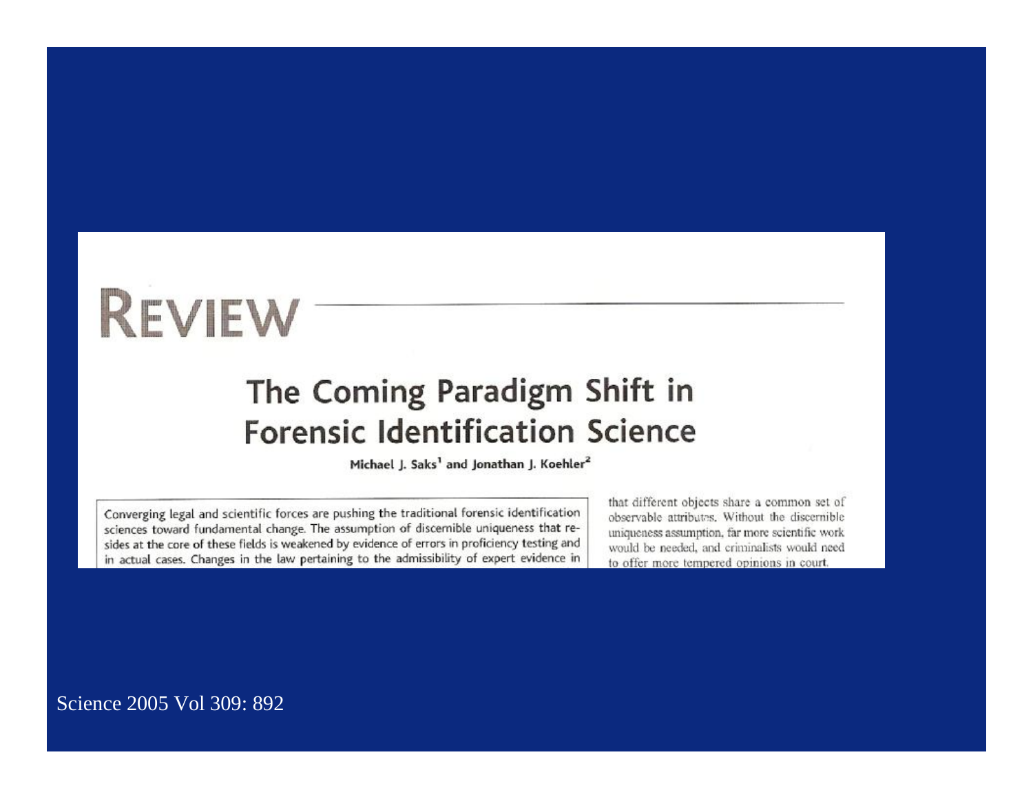# REVIEW

## The Coming Paradigm Shift in Forensic Identification Science

Michael J. Saks[1] and Jonathan J. Koehler[2]

Converging legal and scientific forces are pushing the traditional forensic identification sciences toward fundamental change. The assumption of discernible uniqueness that resides at the core of these fields is weakened by evidence of errors in proficiency testing and in actual cases. Changes in the law pertaining to the admissibility of expert evidence in

that different objects share a common set of observable attributes. Without the discernible uniqueness assumption, far more scientific work would be needed, and criminalists would need to offer more tempered opinions in court.

Science 2005 Vol 309: 892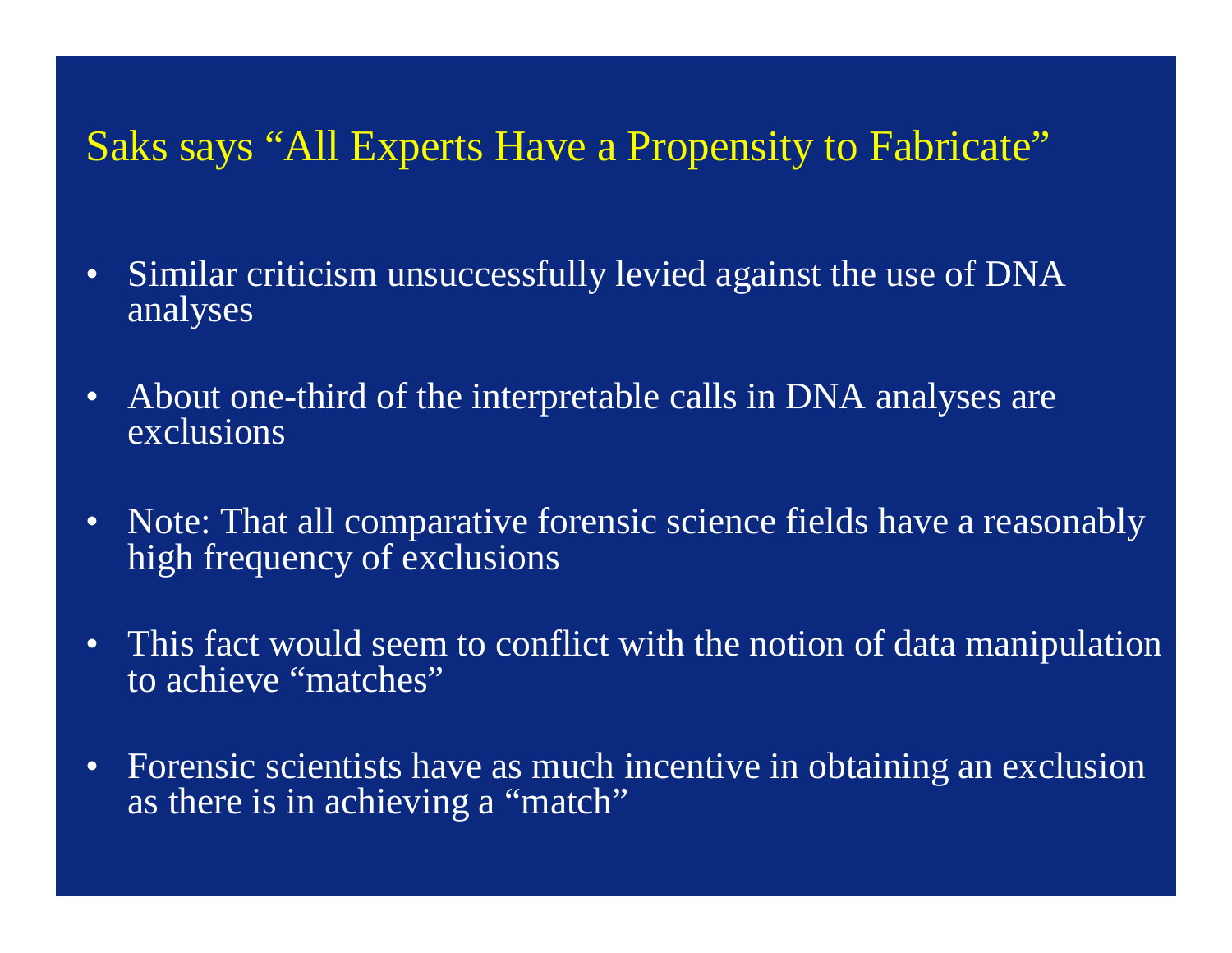# Saks says "All Experts Have a Propensity to Fabricate"

- Similar criticism unsuccessfully levied against the use of DNA analyses
- About one-third of the interpretable calls in DNA analyses are exclusions
- Note: That all comparative forensic science fields have a reasonably high frequency of exclusions
- This fact would seem to conflict with the notion of data manipulation to achieve "matches"
- Forensic scientists have as much incentive in obtaining an exclusion as there is in achieving a "match"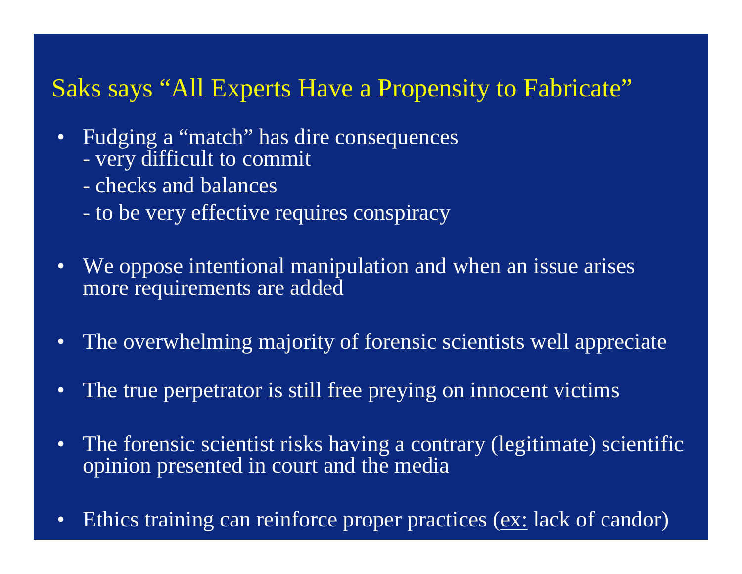# Saks says "All Experts Have a Propensity to Fabricate"

- Fudging a "match" has dire consequences
  - very difficult to commit
  - checks and balances
  - to be very effective requires conspiracy

- We oppose intentional manipulation and when an issue arises more requirements are added

- The overwhelming majority of forensic scientists well appreciate

- The true perpetrator is still free preying on innocent victims

- The forensic scientist risks having a contrary (legitimate) scientific opinion presented in court and the media

- Ethics training can reinforce proper practices (ex: lack of candor)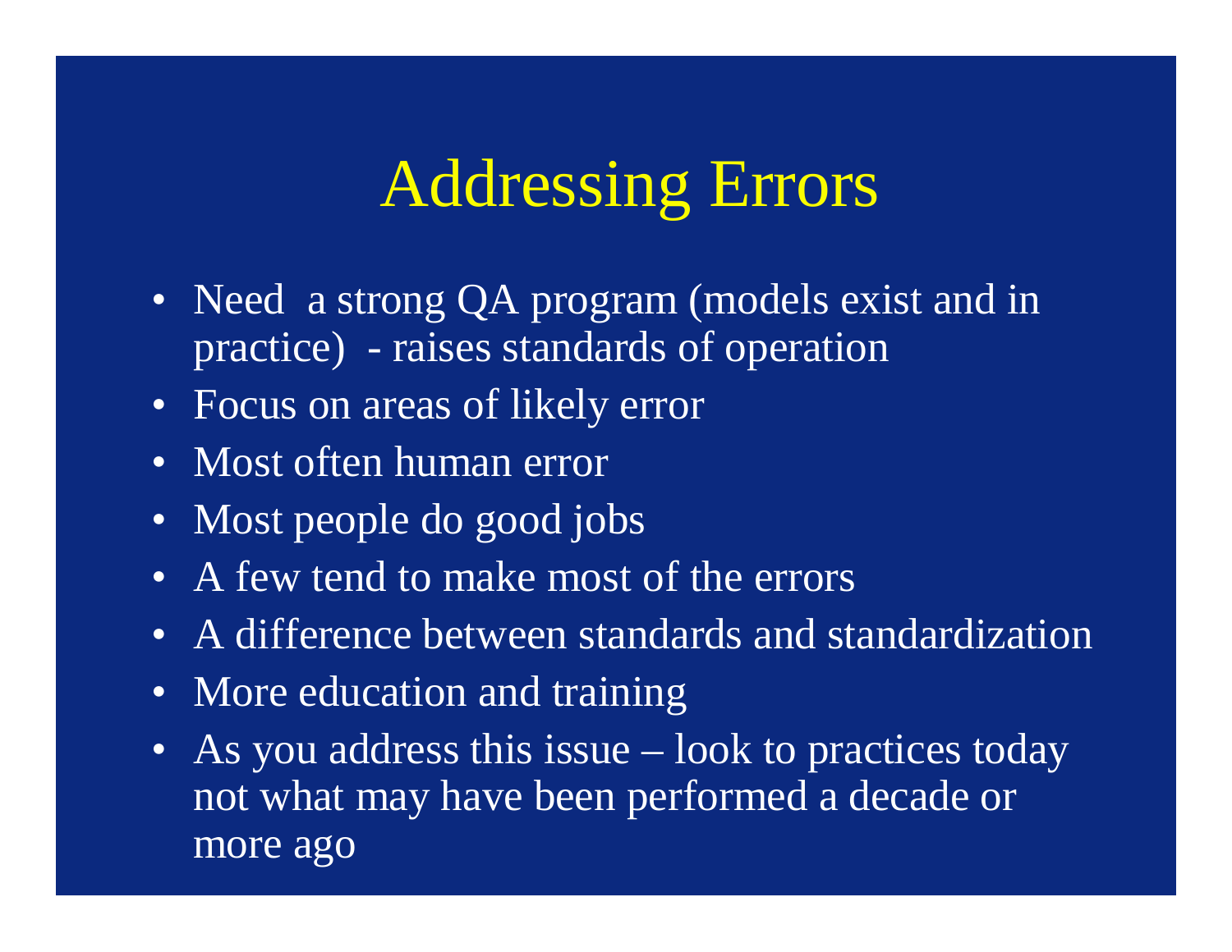# Addressing Errors

- Need a strong QA program (models exist and in practice) - raises standards of operation
- Focus on areas of likely error
- Most often human error
- Most people do good jobs
- A few tend to make most of the errors
- A difference between standards and standardization
- More education and training
- As you address this issue – look to practices today not what may have been performed a decade or more ago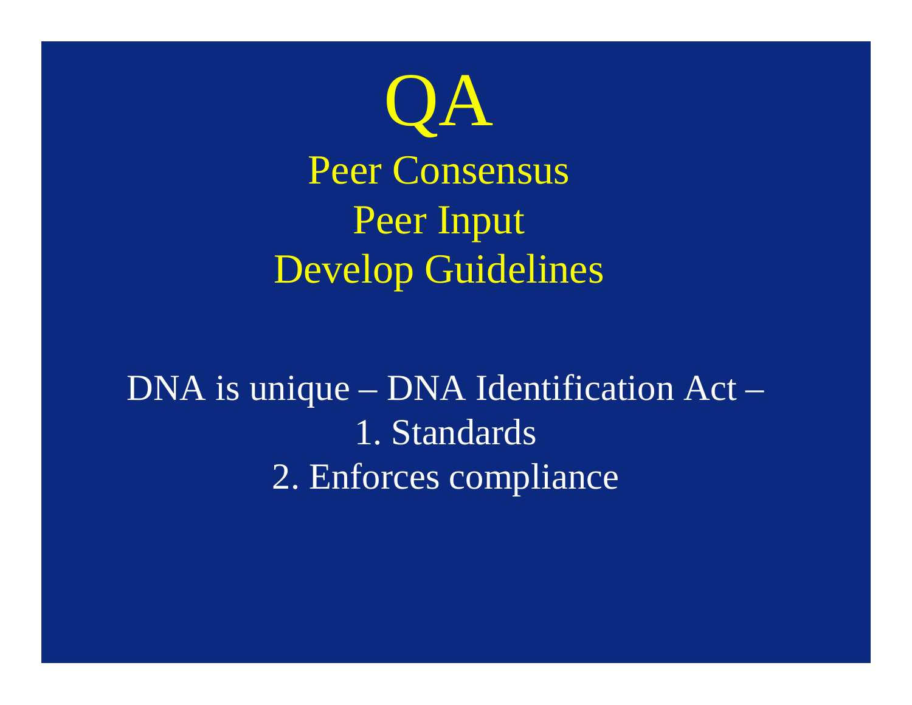# QA

Peer Consensus

Peer Input

Develop Guidelines

DNA is unique – DNA Identification Act –

1. Standards
2. Enforces compliance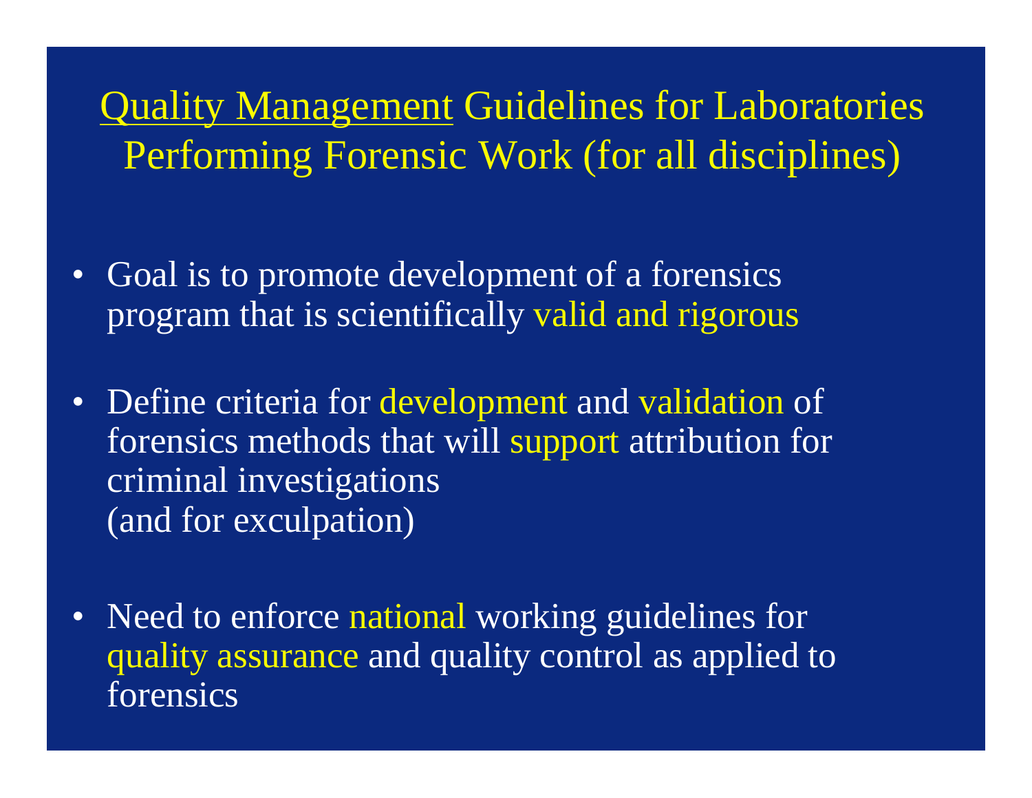# Quality Management Guidelines for Laboratories Performing Forensic Work (for all disciplines)

- Goal is to promote development of a forensics program that is scientifically valid and rigorous
- Define criteria for development and validation of forensics methods that will support attribution for criminal investigations (and for exculpation)
- Need to enforce national working guidelines for quality assurance and quality control as applied to forensics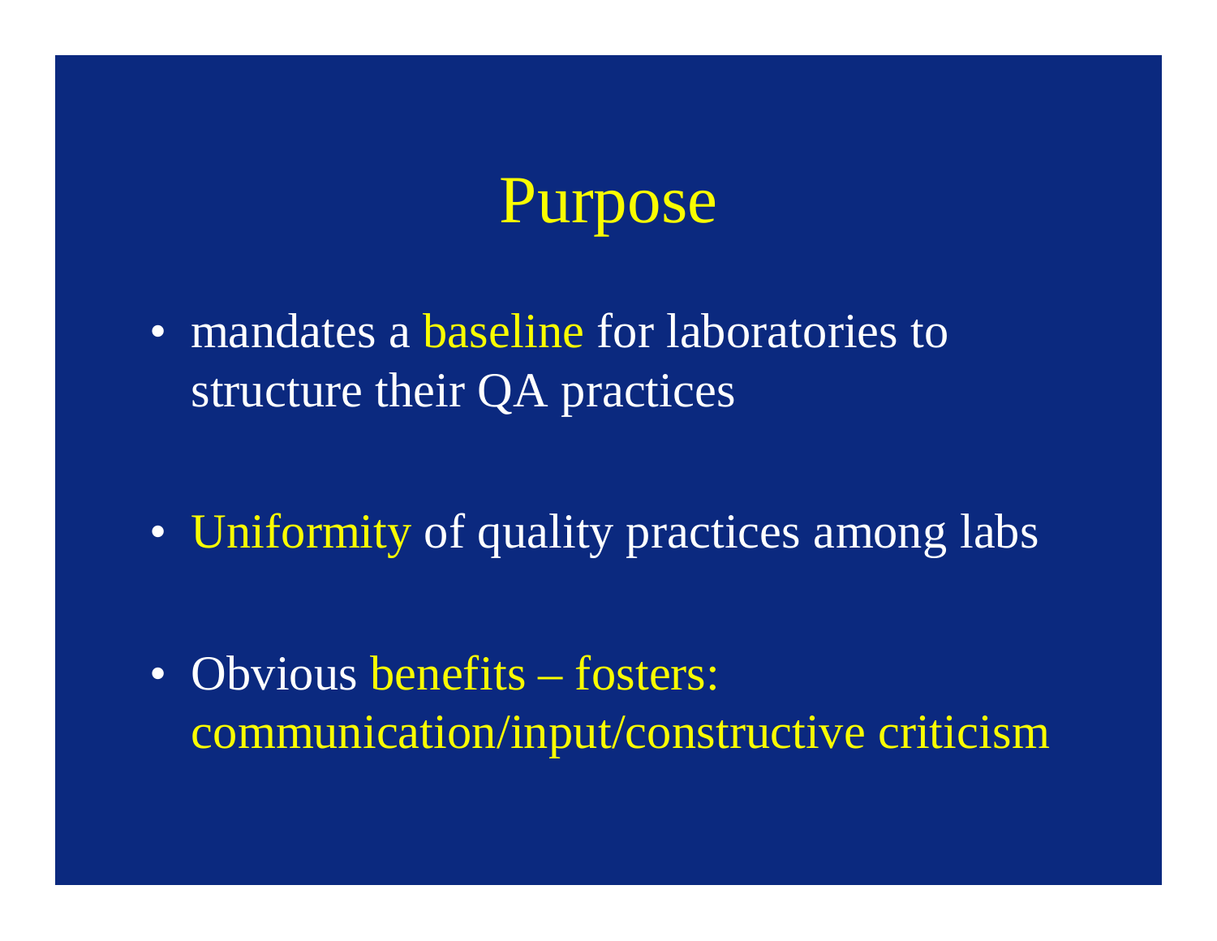# Purpose

- mandates a baseline for laboratories to structure their QA practices
- Uniformity of quality practices among labs
- Obvious benefits – fosters: communication/input/constructive criticism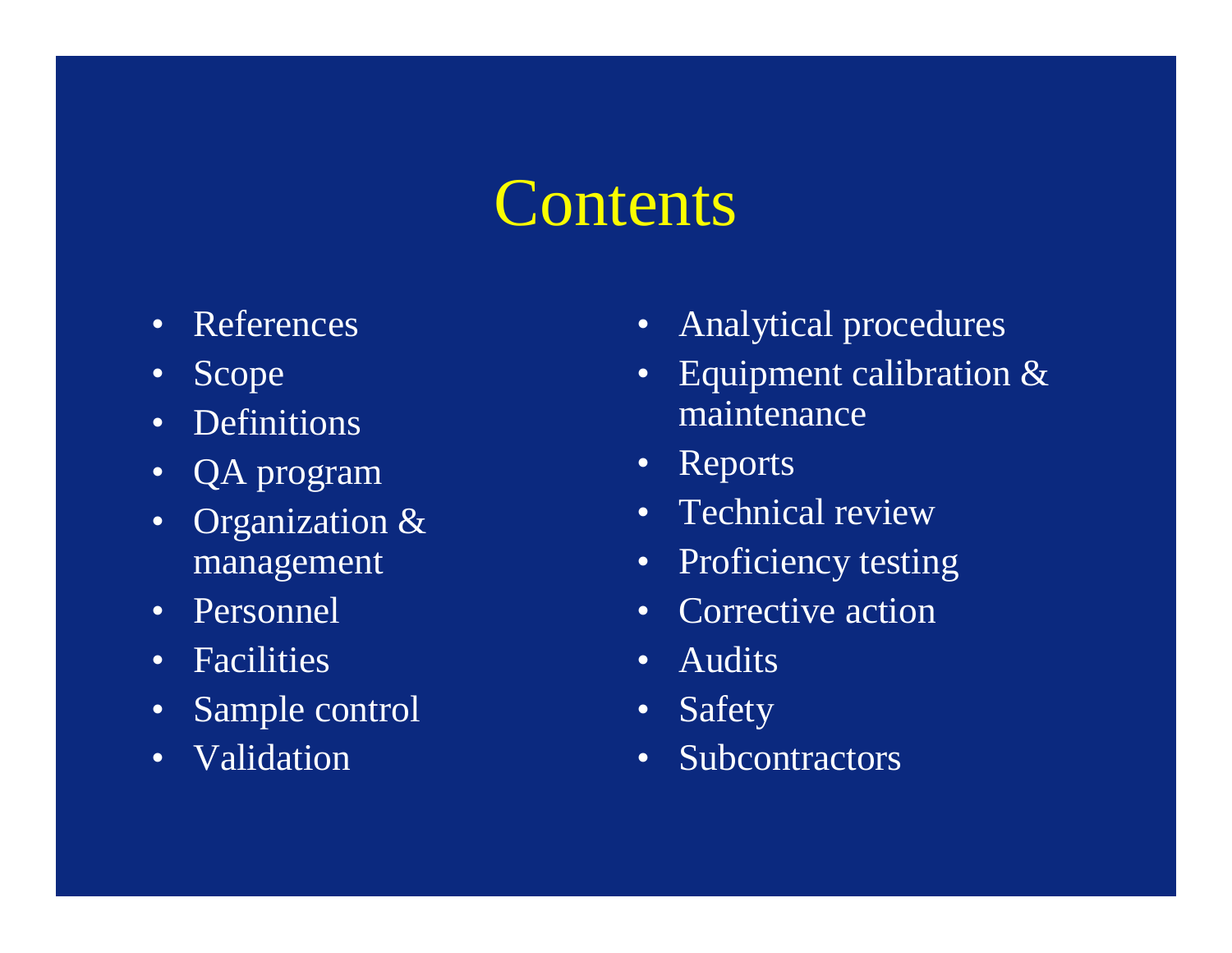# Contents

- References
- Scope
- Definitions
- QA program
- Organization & management
- Personnel
- Facilities
- Sample control
- Validation
- Analytical procedures
- Equipment calibration & maintenance
- Reports
- Technical review
- Proficiency testing
- Corrective action
- Audits
- Safety
- Subcontractors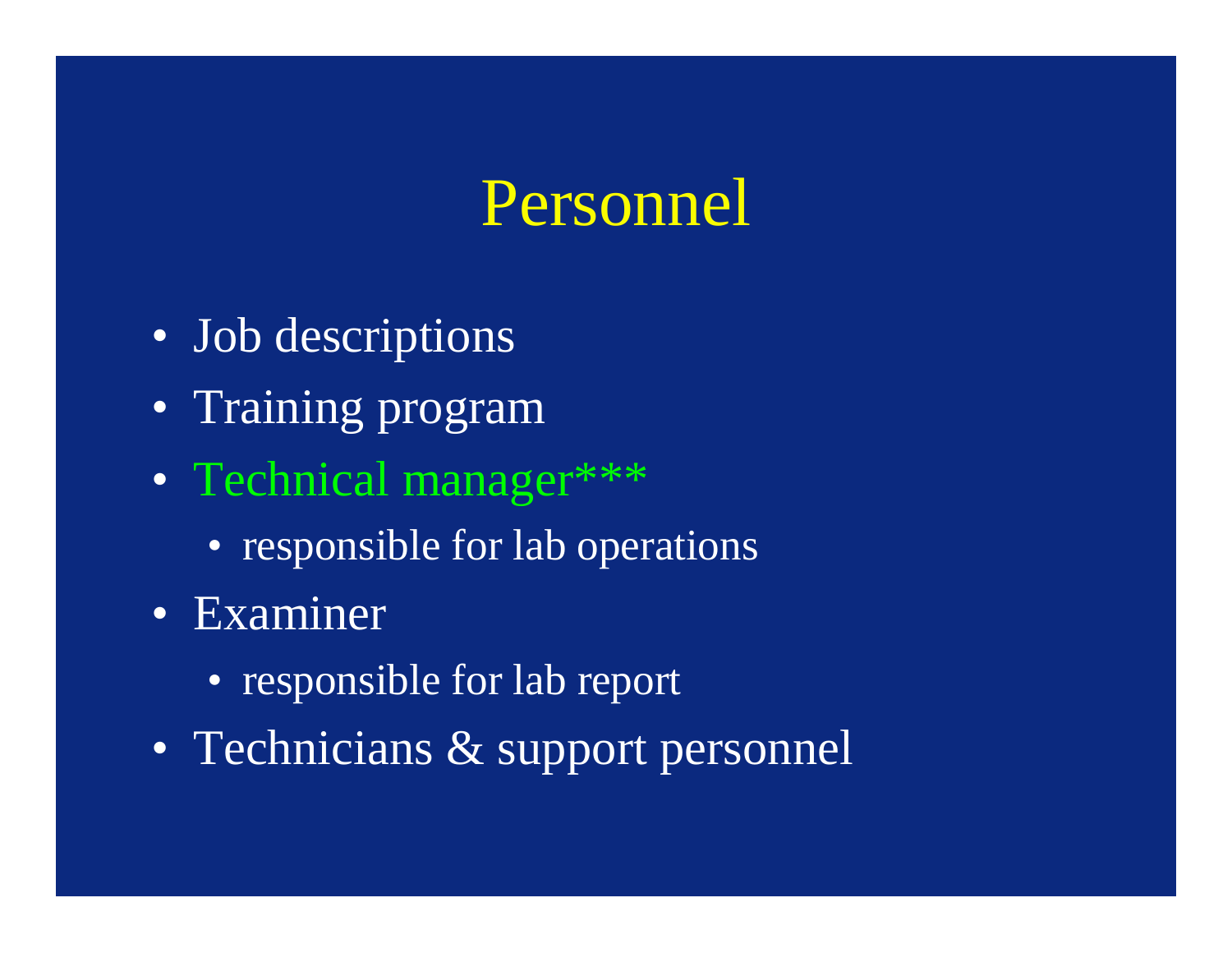# Personnel

- Job descriptions
- Training program
- Technical manager***
  - responsible for lab operations
- Examiner
  - responsible for lab report
- Technicians & support personnel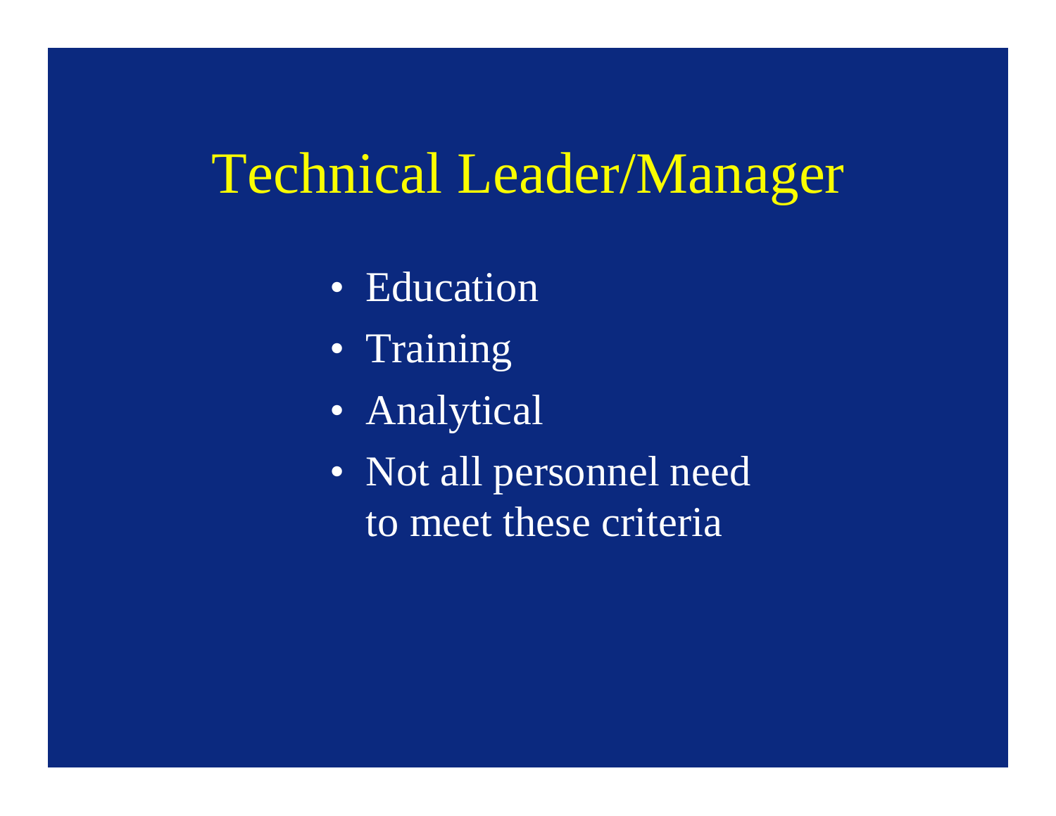# Technical Leader/Manager

- Education
- Training
- Analytical
- Not all personnel need to meet these criteria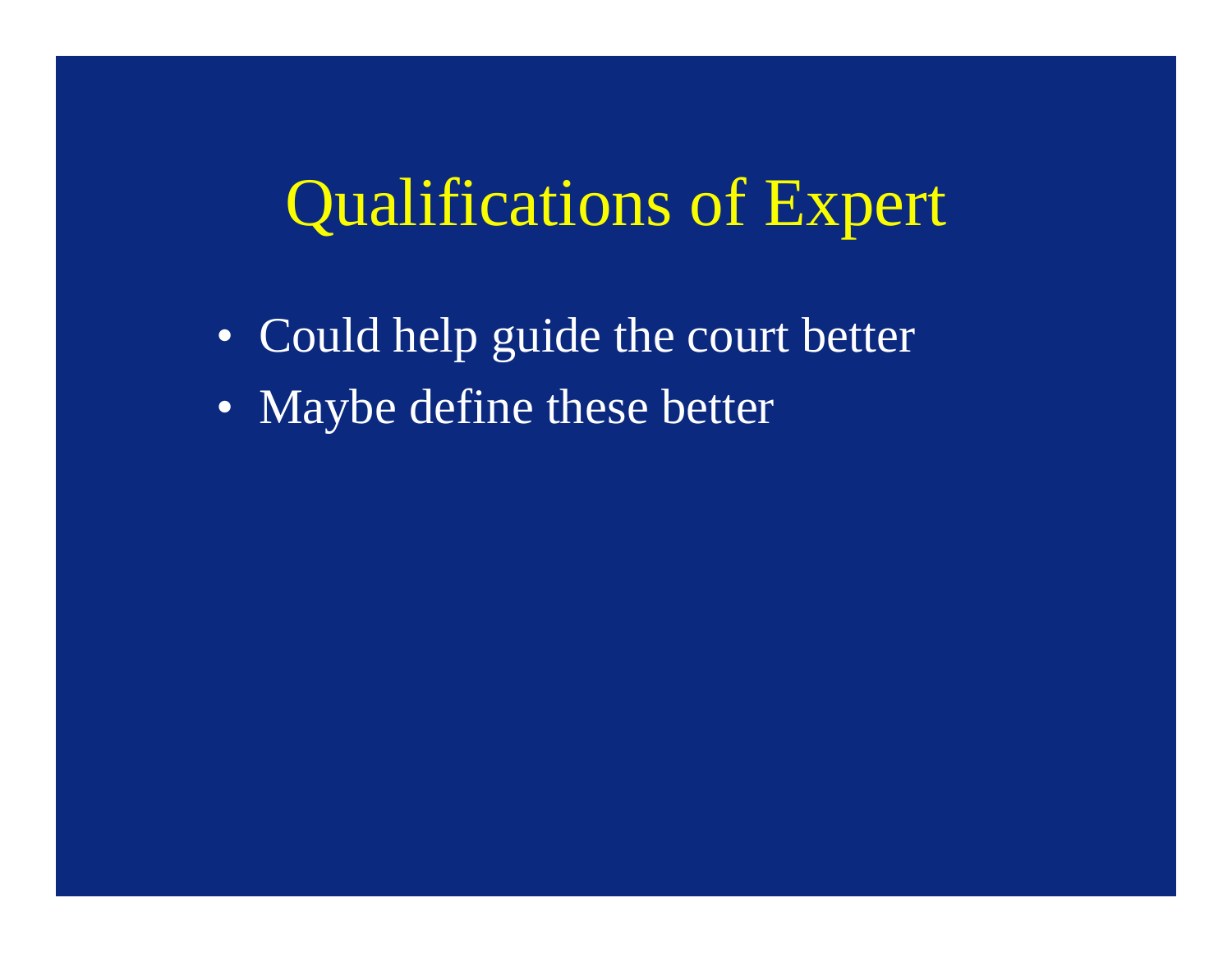# Qualifications of Expert

- Could help guide the court better
- Maybe define these better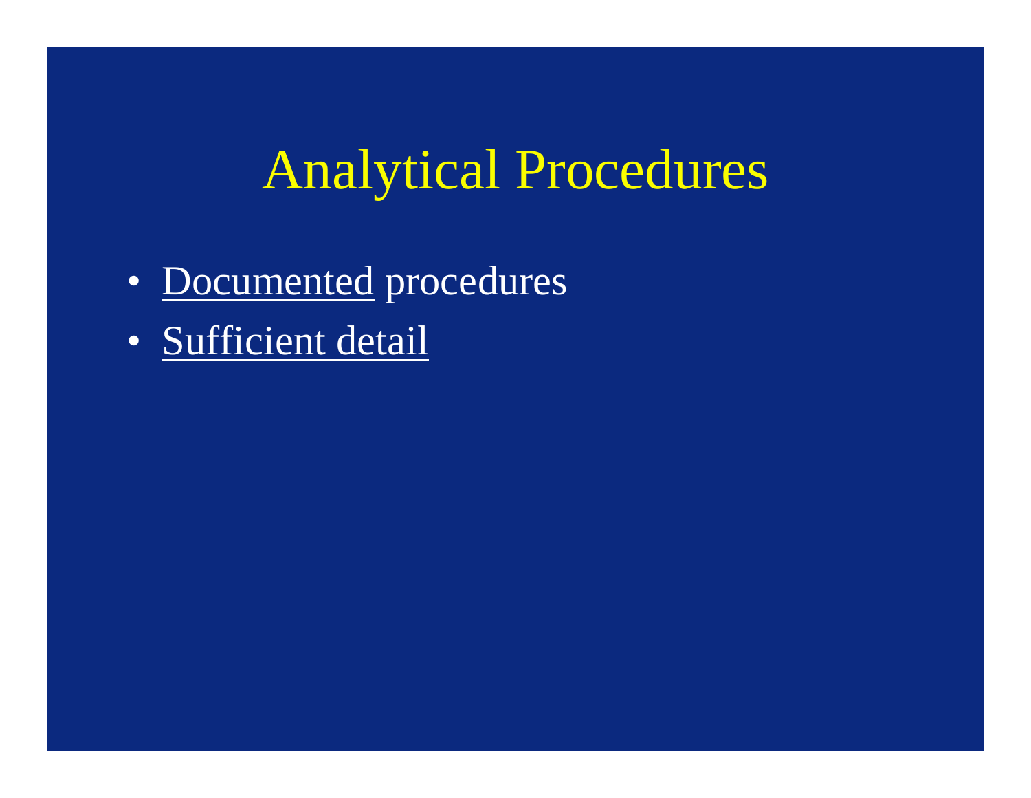# Analytical Procedures

- <u>Documented</u> procedures
- <u>Sufficient detail</u>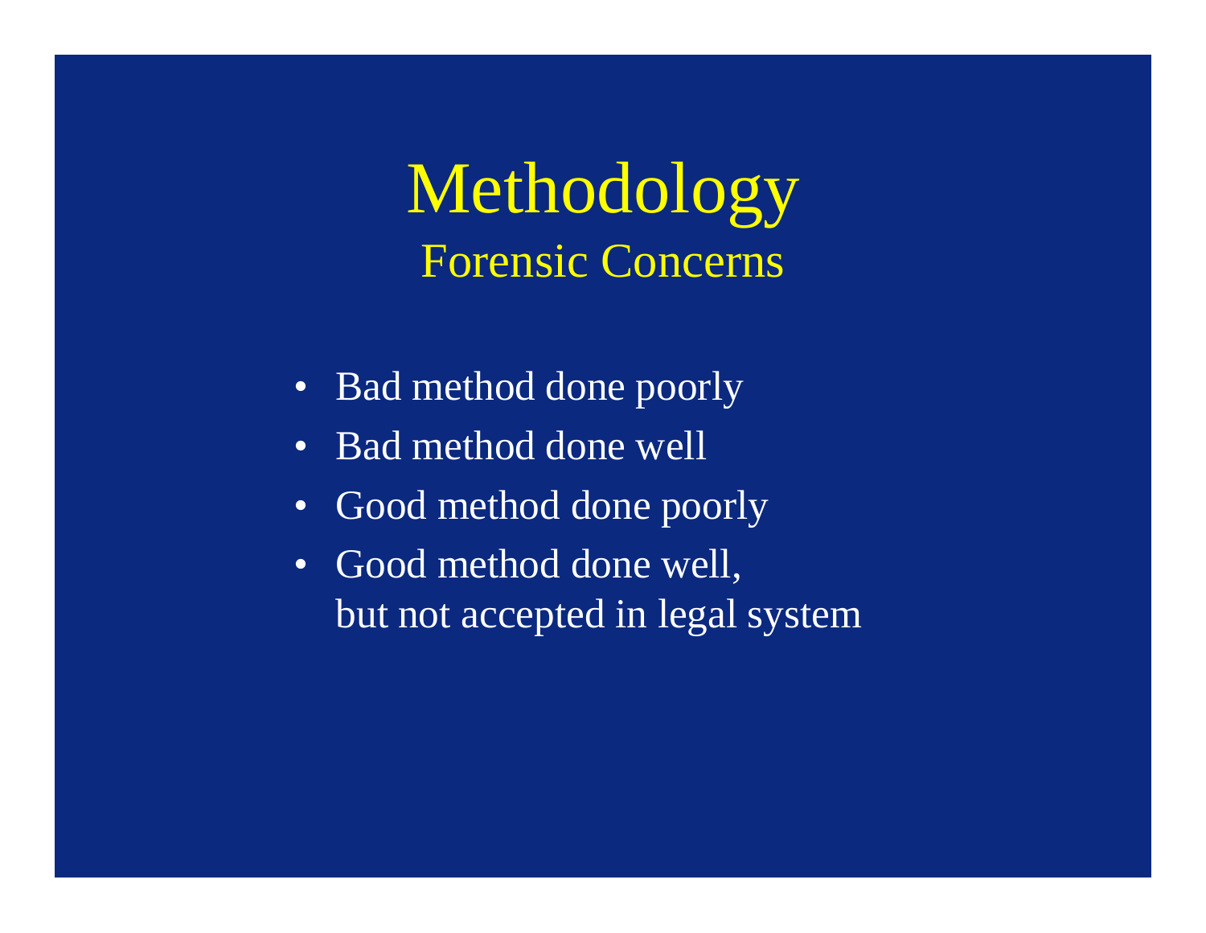# Methodology

## Forensic Concerns

- Bad method done poorly
- Bad method done well
- Good method done poorly
- Good method done well,
  but not accepted in legal system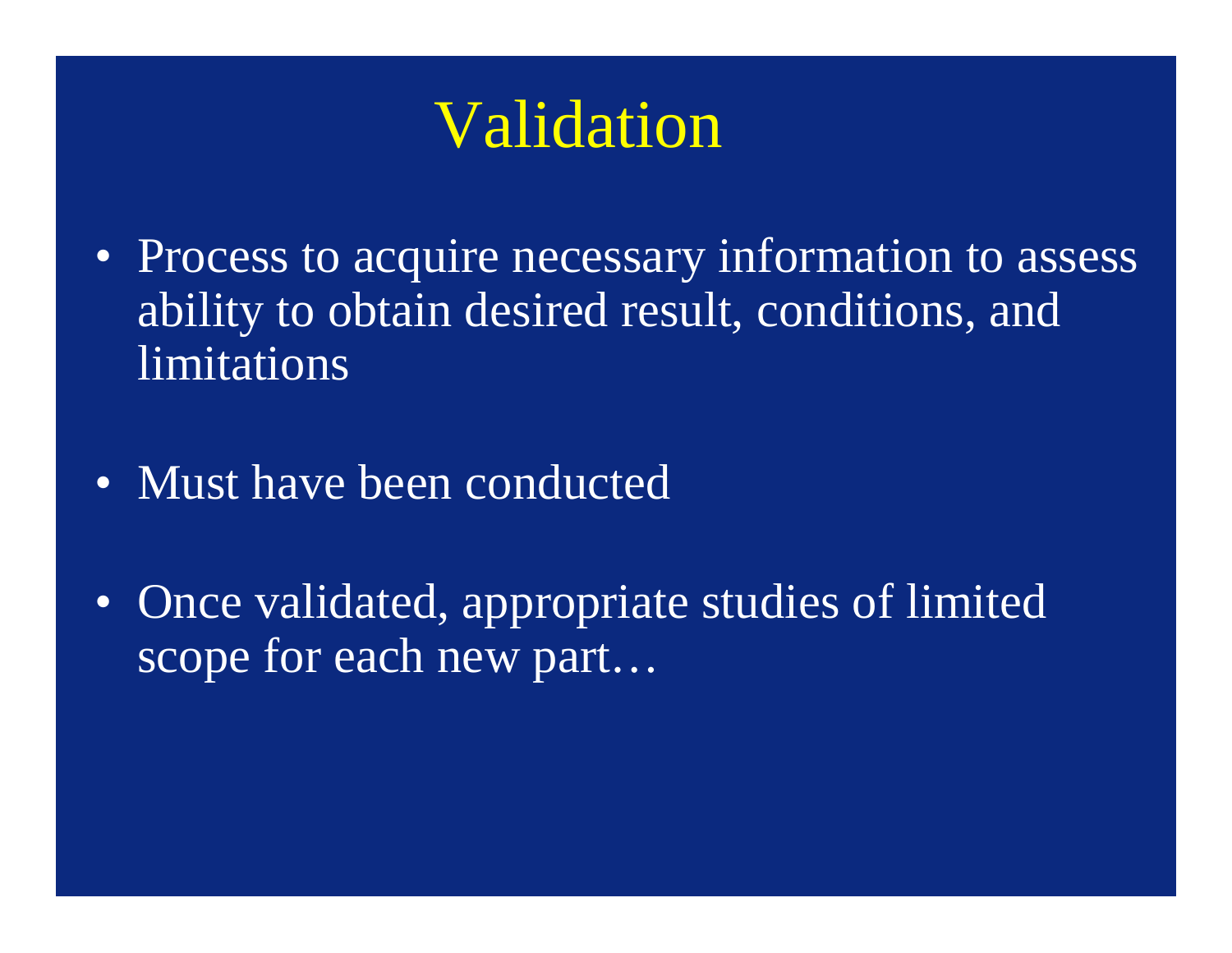# Validation

- Process to acquire necessary information to assess ability to obtain desired result, conditions, and limitations
- Must have been conducted
- Once validated, appropriate studies of limited scope for each new part…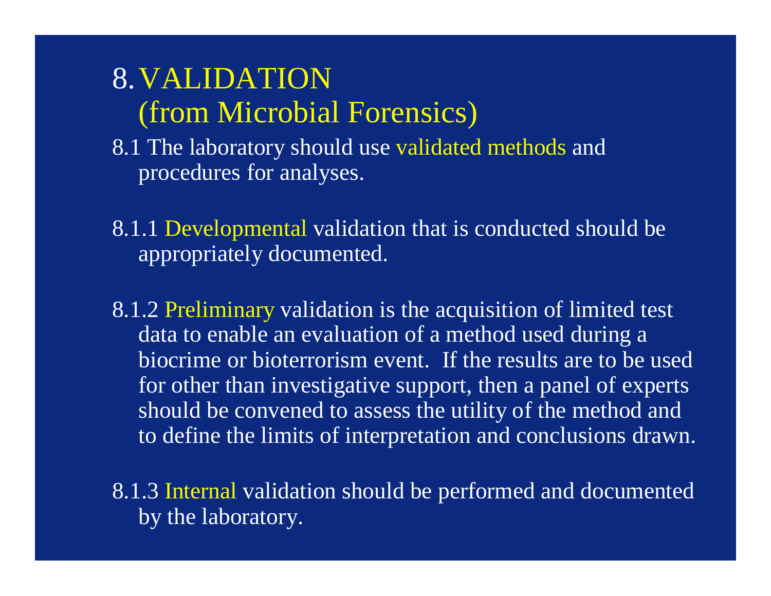# 8. VALIDATION (from Microbial Forensics)

8.1 The laboratory should use validated methods and procedures for analyses.

8.1.1 Developmental validation that is conducted should be appropriately documented.

8.1.2 Preliminary validation is the acquisition of limited test data to enable an evaluation of a method used during a biocrime or bioterrorism event. If the results are to be used for other than investigative support, then a panel of experts should be convened to assess the utility of the method and to define the limits of interpretation and conclusions drawn.

8.1.3 Internal validation should be performed and documented by the laboratory.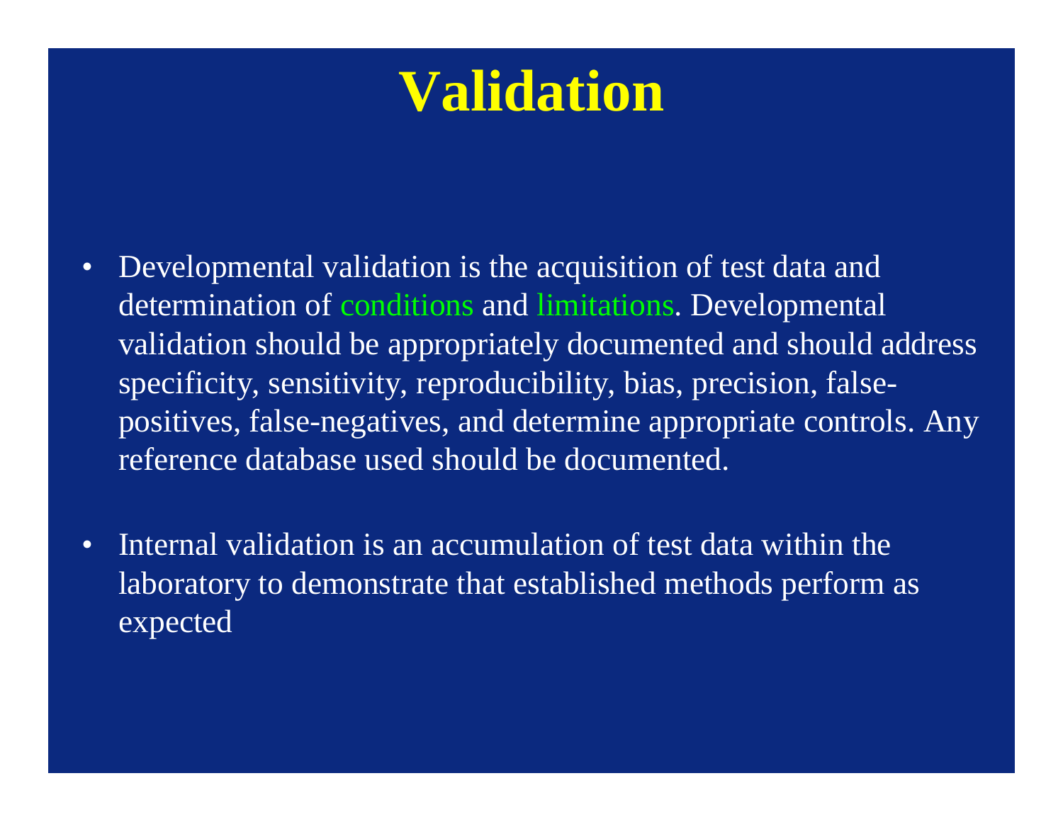# Validation

- Developmental validation is the acquisition of test data and determination of conditions and limitations. Developmental validation should be appropriately documented and should address specificity, sensitivity, reproducibility, bias, precision, false-positives, false-negatives, and determine appropriate controls. Any reference database used should be documented.

- Internal validation is an accumulation of test data within the laboratory to demonstrate that established methods perform as expected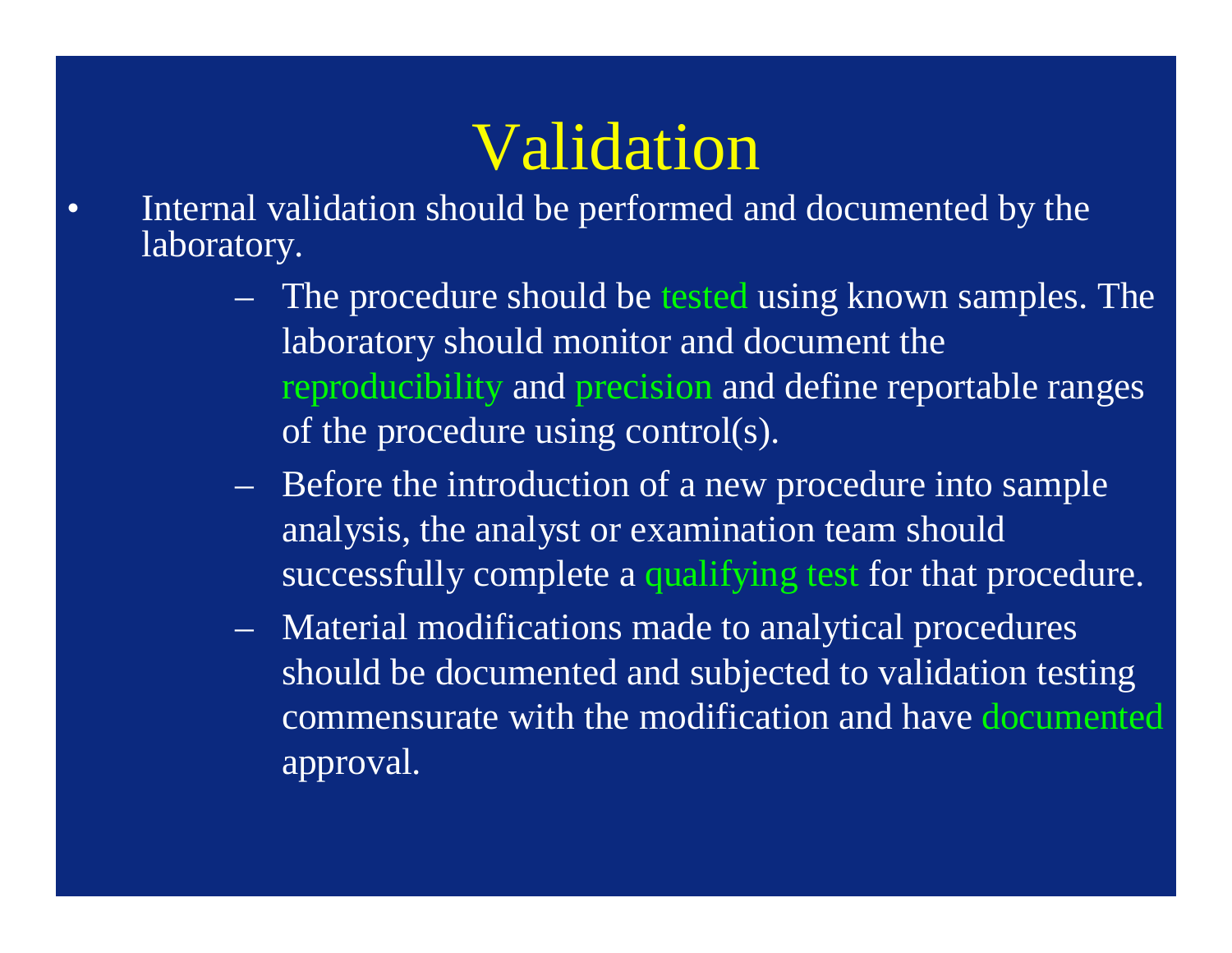# Validation

- Internal validation should be performed and documented by the laboratory.
  - The procedure should be tested using known samples. The laboratory should monitor and document the reproducibility and precision and define reportable ranges of the procedure using control(s).
  - Before the introduction of a new procedure into sample analysis, the analyst or examination team should successfully complete a qualifying test for that procedure.
  - Material modifications made to analytical procedures should be documented and subjected to validation testing commensurate with the modification and have documented approval.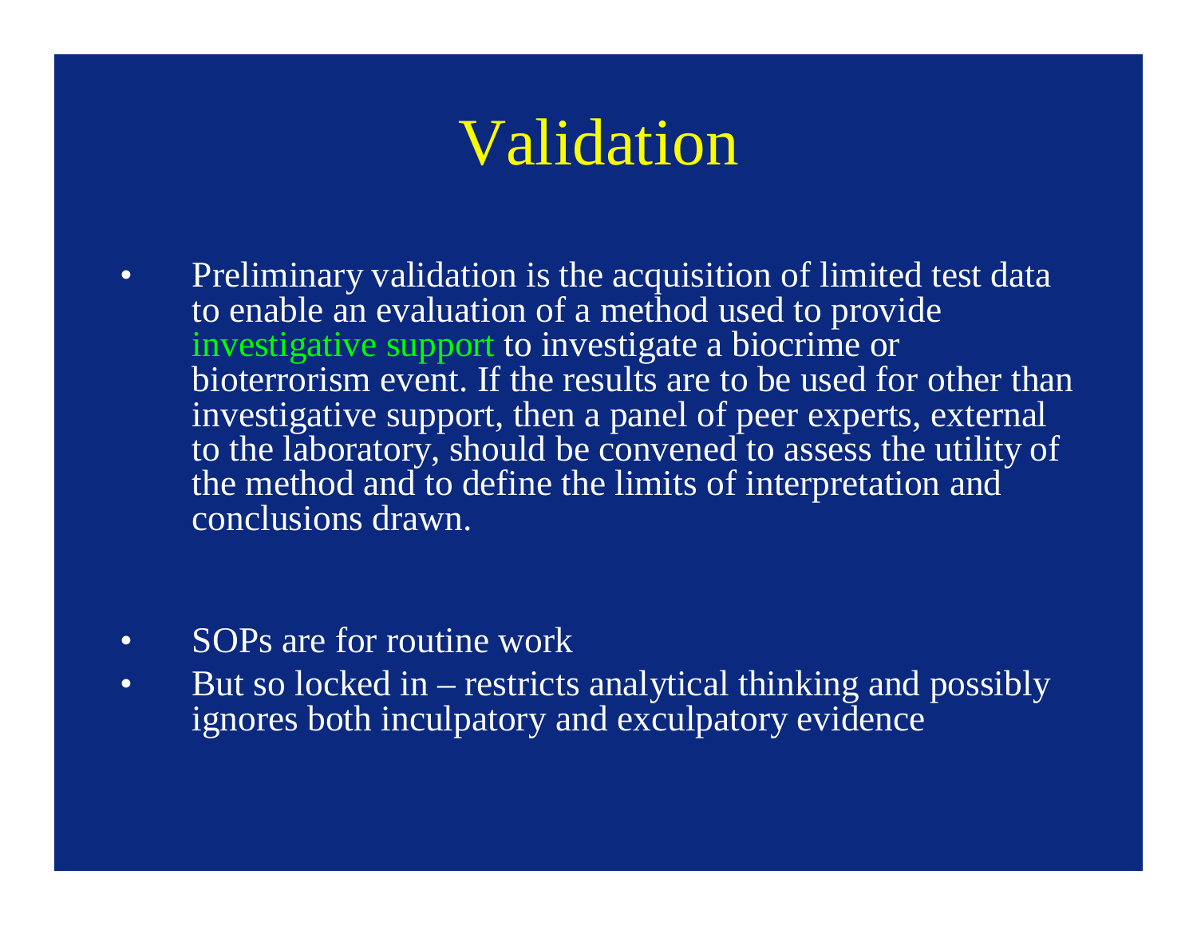# Validation

- Preliminary validation is the acquisition of limited test data to enable an evaluation of a method used to provide investigative support to investigate a biocrime or bioterrorism event. If the results are to be used for other than investigative support, then a panel of peer experts, external to the laboratory, should be convened to assess the utility of the method and to define the limits of interpretation and conclusions drawn.

- SOPs are for routine work
- But so locked in – restricts analytical thinking and possibly ignores both inculpatory and exculpatory evidence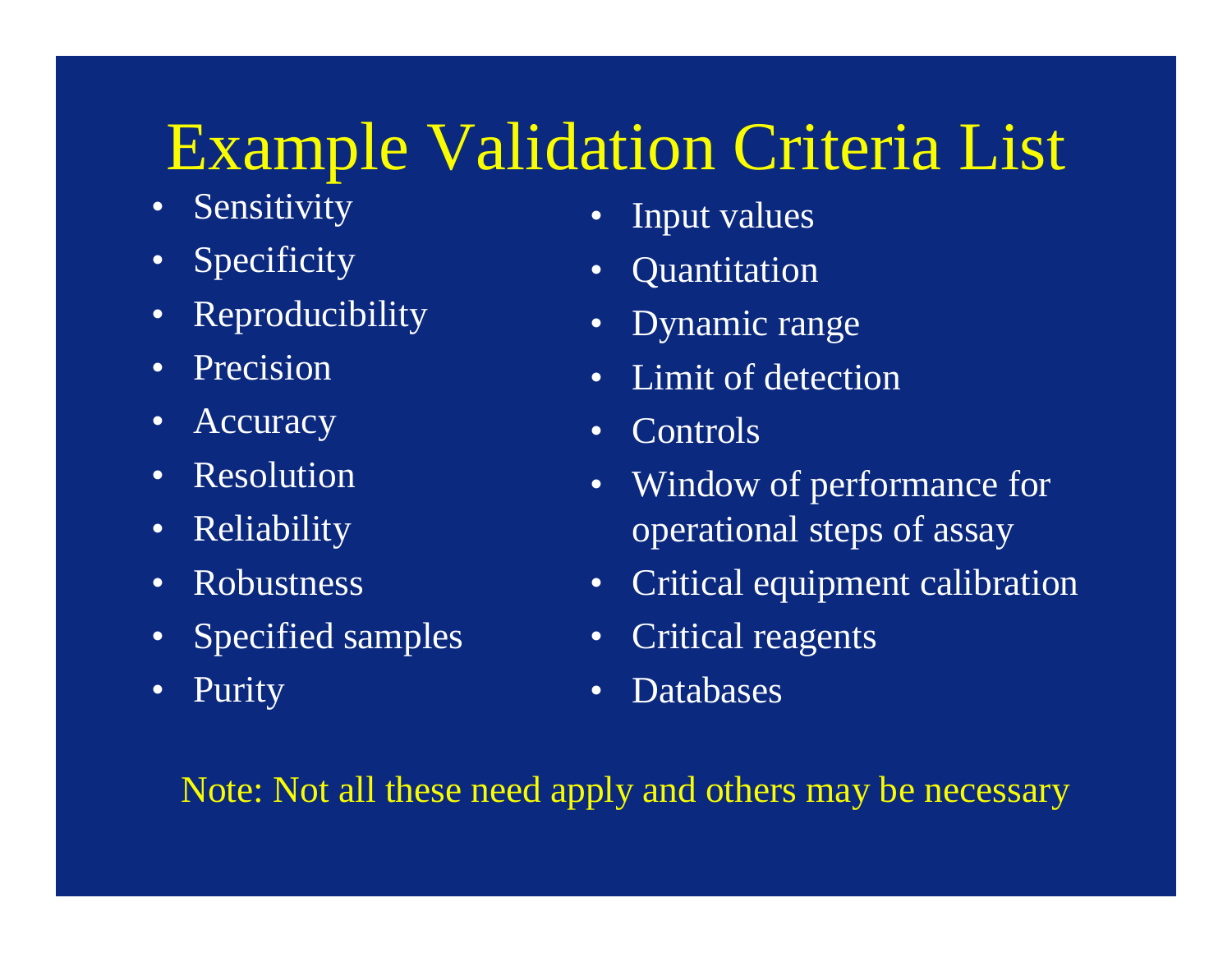# Example Validation Criteria List

- Sensitivity
- Specificity
- Reproducibility
- Precision
- Accuracy
- Resolution
- Reliability
- Robustness
- Specified samples
- Purity
- Input values
- Quantitation
- Dynamic range
- Limit of detection
- Controls
- Window of performance for operational steps of assay
- Critical equipment calibration
- Critical reagents
- Databases

Note: Not all these need apply and others may be necessary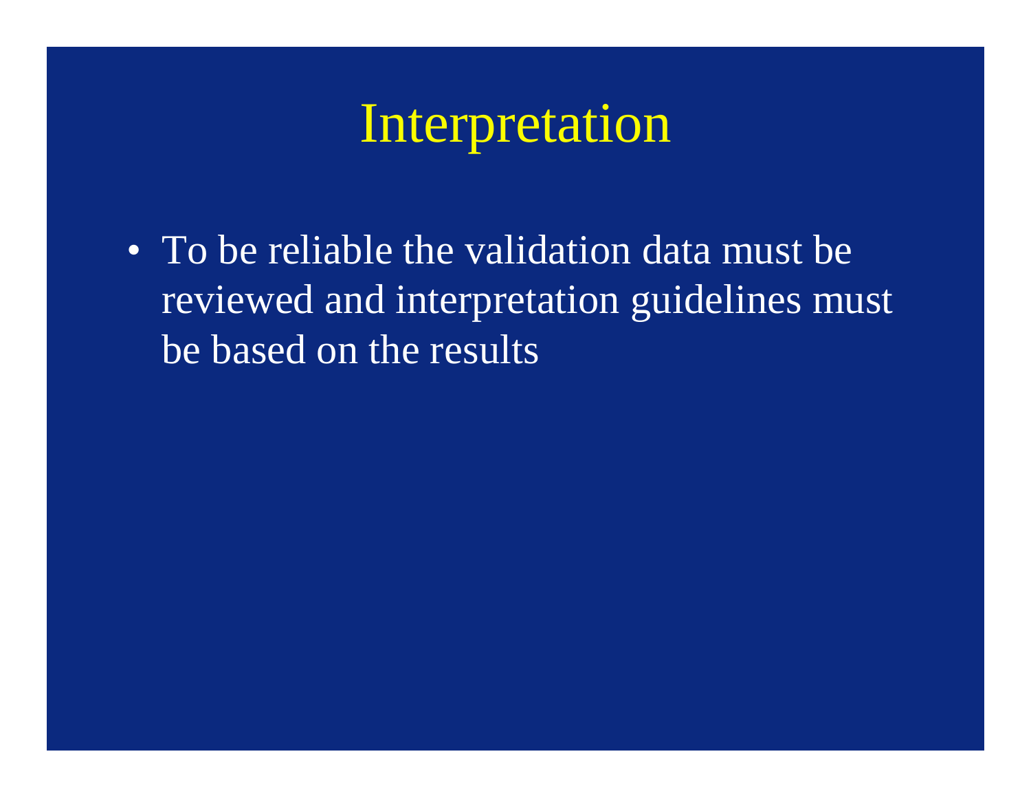# Interpretation

- To be reliable the validation data must be reviewed and interpretation guidelines must be based on the results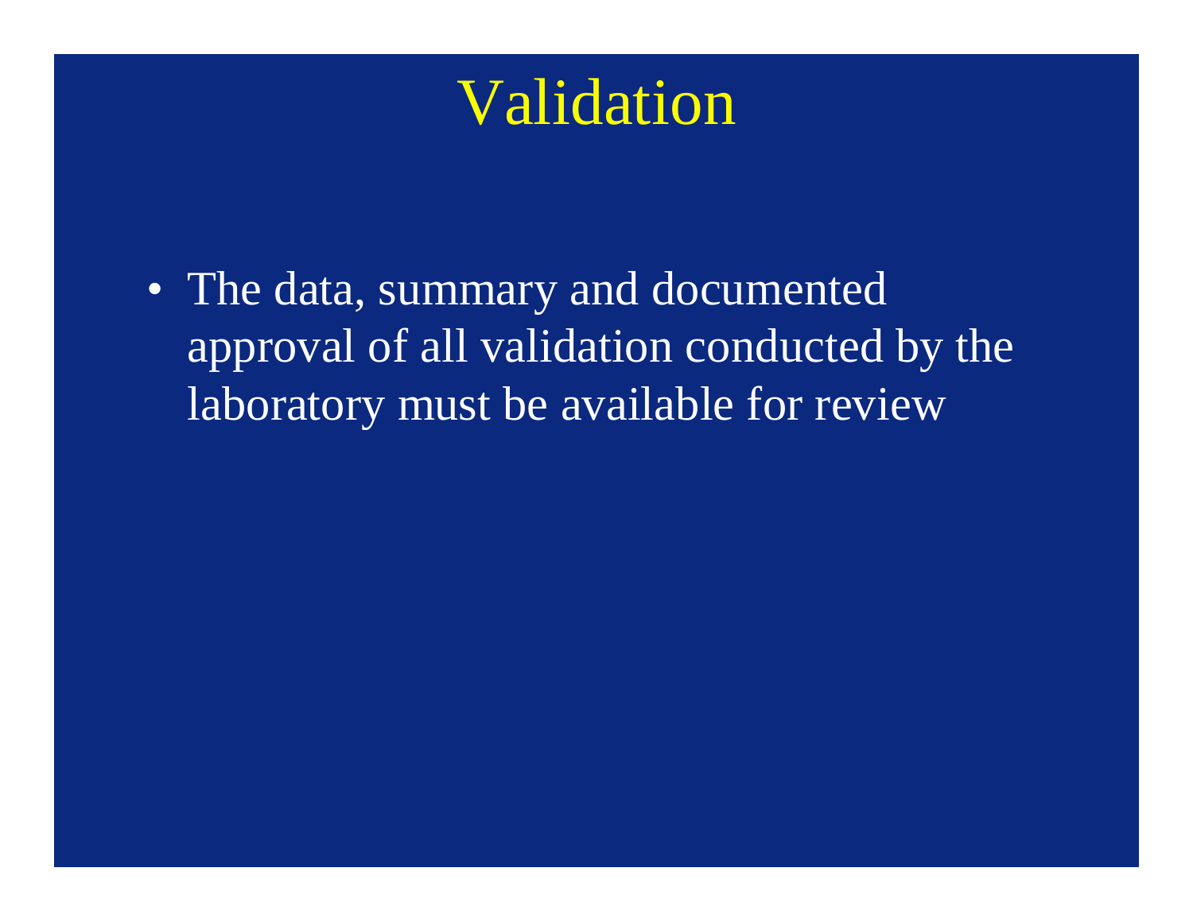# Validation

- The data, summary and documented approval of all validation conducted by the laboratory must be available for review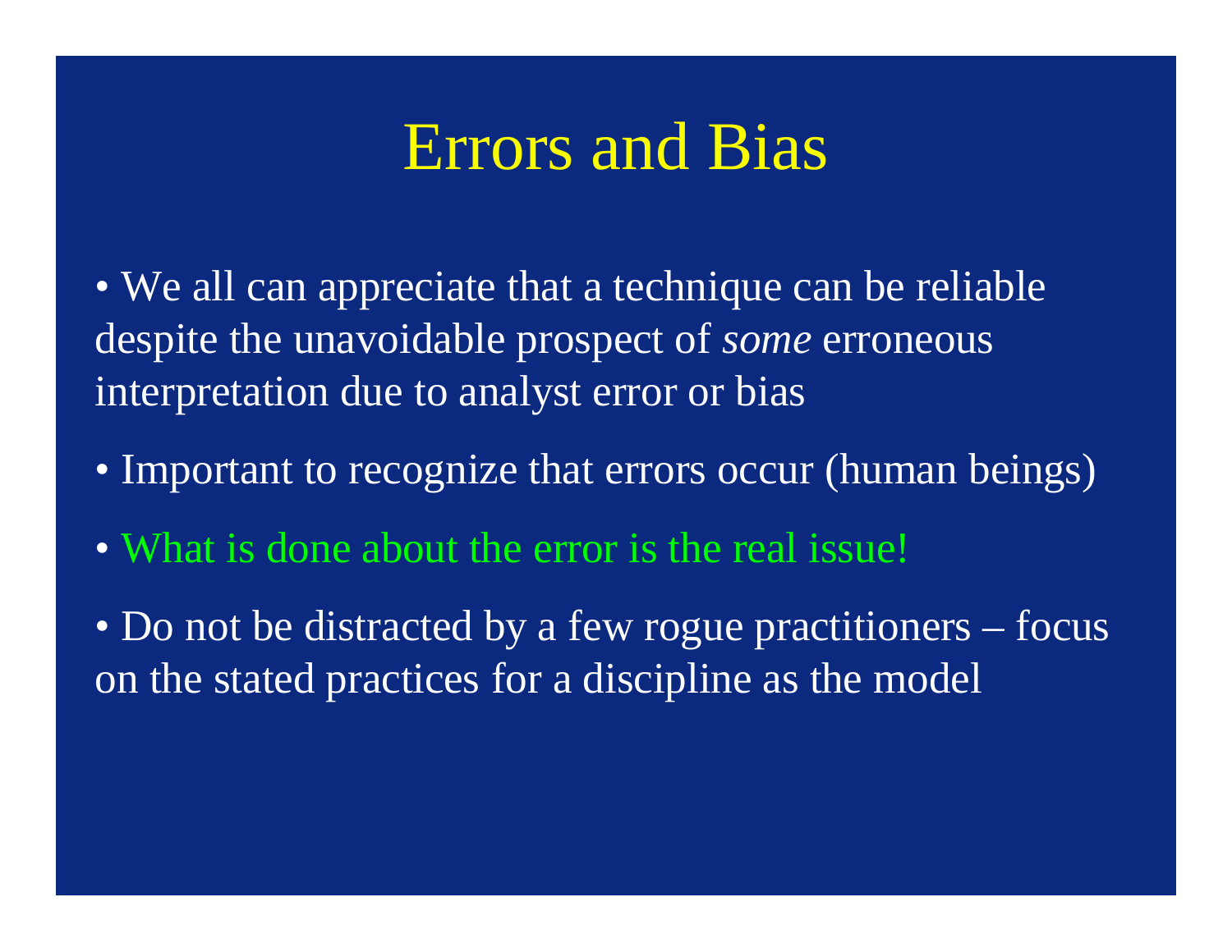# Errors and Bias

- We all can appreciate that a technique can be reliable despite the unavoidable prospect of *some* erroneous interpretation due to analyst error or bias
- Important to recognize that errors occur (human beings)
- What is done about the error is the real issue!
- Do not be distracted by a few rogue practitioners – focus on the stated practices for a discipline as the model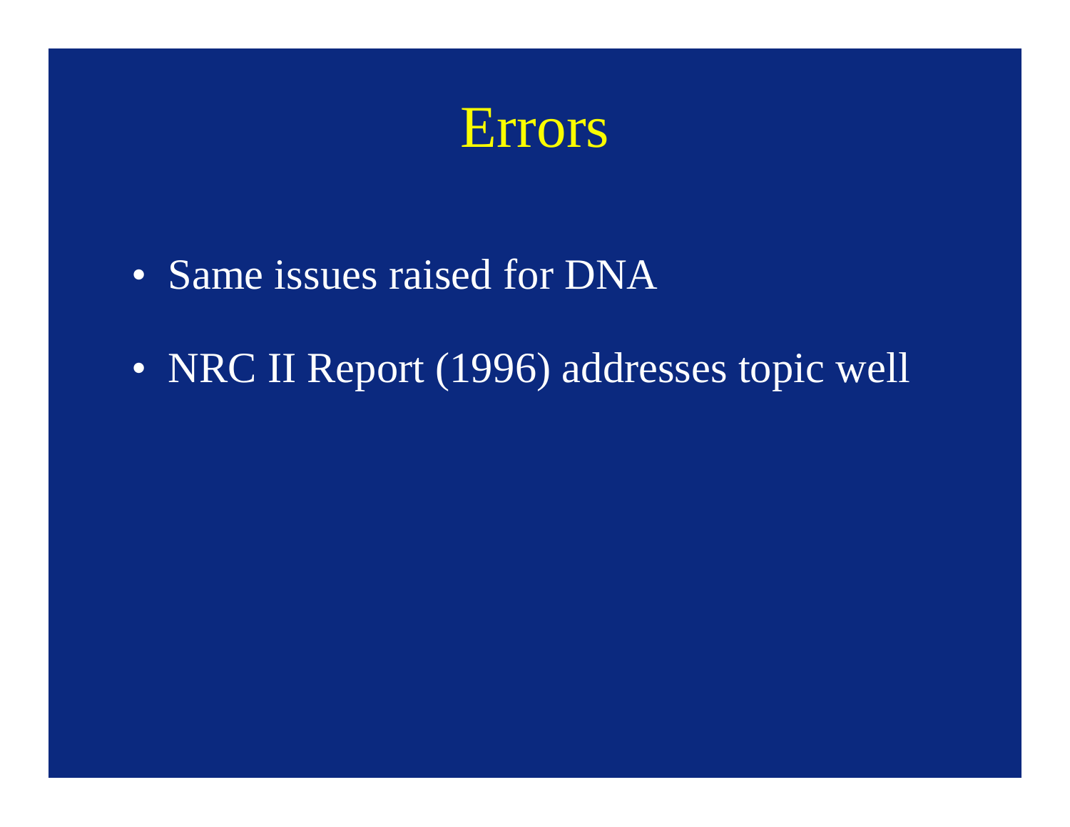# Errors

- Same issues raised for DNA
- NRC II Report (1996) addresses topic well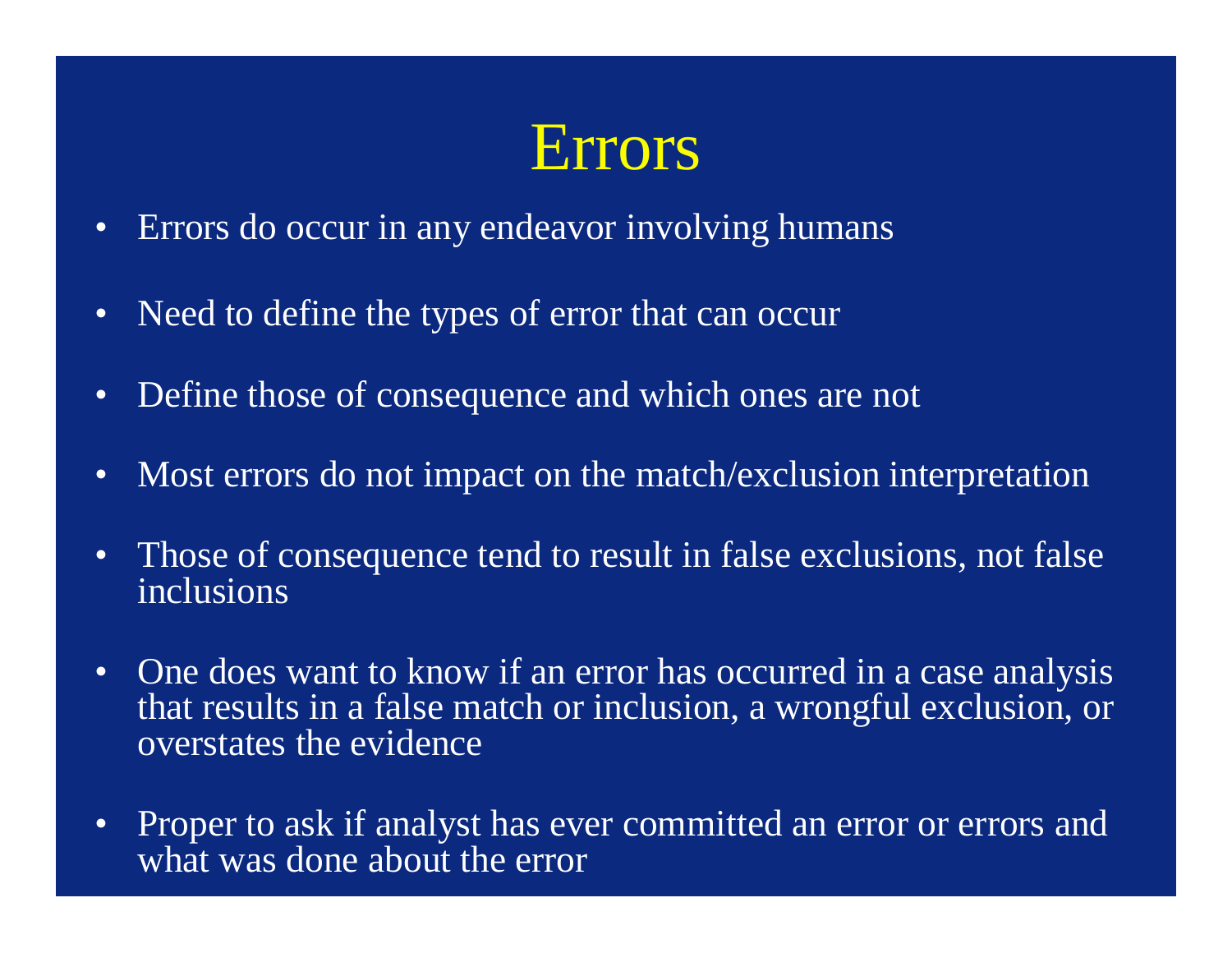# Errors

- Errors do occur in any endeavor involving humans
- Need to define the types of error that can occur
- Define those of consequence and which ones are not
- Most errors do not impact on the match/exclusion interpretation
- Those of consequence tend to result in false exclusions, not false inclusions
- One does want to know if an error has occurred in a case analysis that results in a false match or inclusion, a wrongful exclusion, or overstates the evidence
- Proper to ask if analyst has ever committed an error or errors and what was done about the error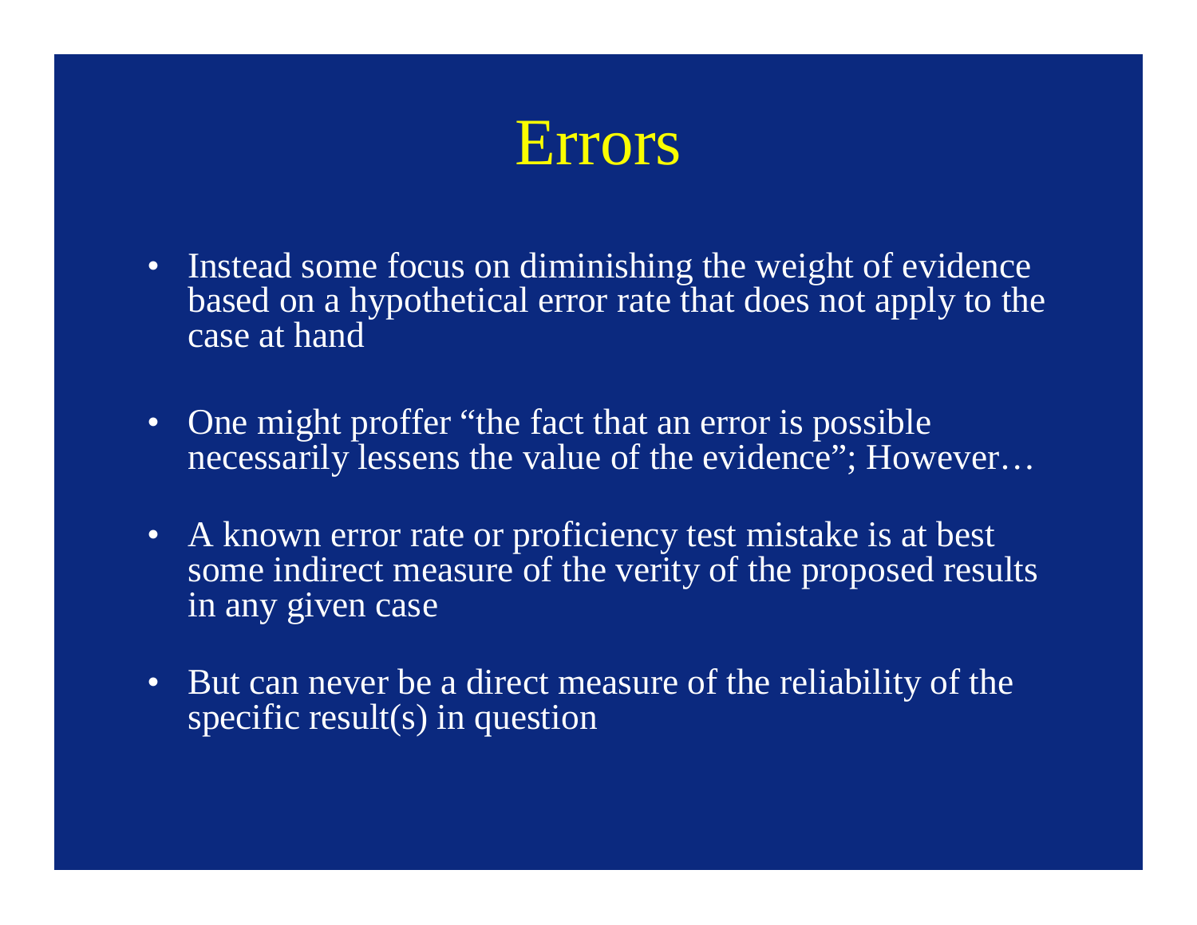# Errors

- Instead some focus on diminishing the weight of evidence based on a hypothetical error rate that does not apply to the case at hand
- One might proffer "the fact that an error is possible necessarily lessens the value of the evidence"; However…
- A known error rate or proficiency test mistake is at best some indirect measure of the verity of the proposed results in any given case
- But can never be a direct measure of the reliability of the specific result(s) in question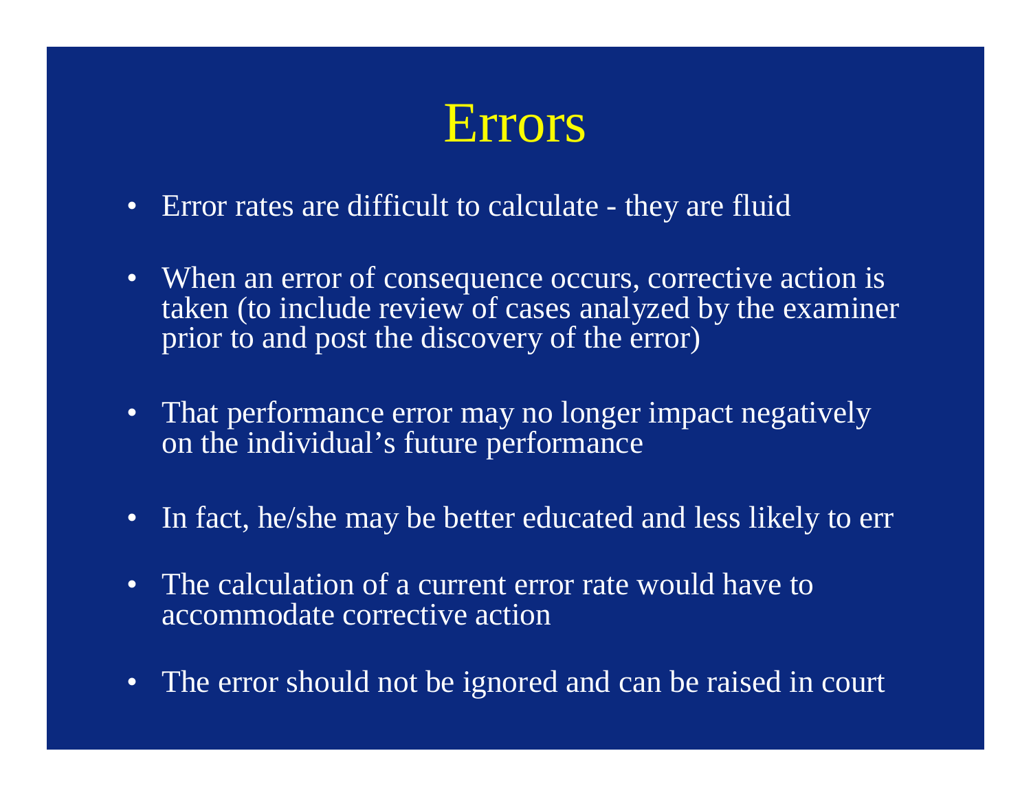# Errors

- Error rates are difficult to calculate - they are fluid
- When an error of consequence occurs, corrective action is taken (to include review of cases analyzed by the examiner prior to and post the discovery of the error)
- That performance error may no longer impact negatively on the individual's future performance
- In fact, he/she may be better educated and less likely to err
- The calculation of a current error rate would have to accommodate corrective action
- The error should not be ignored and can be raised in court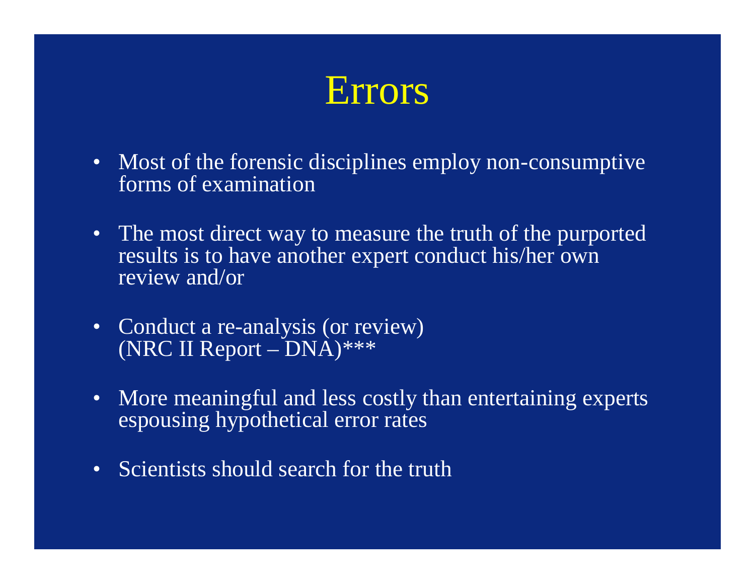# Errors

- Most of the forensic disciplines employ non-consumptive forms of examination
- The most direct way to measure the truth of the purported results is to have another expert conduct his/her own review and/or
- Conduct a re-analysis (or review) (NRC II Report – DNA)***
- More meaningful and less costly than entertaining experts espousing hypothetical error rates
- Scientists should search for the truth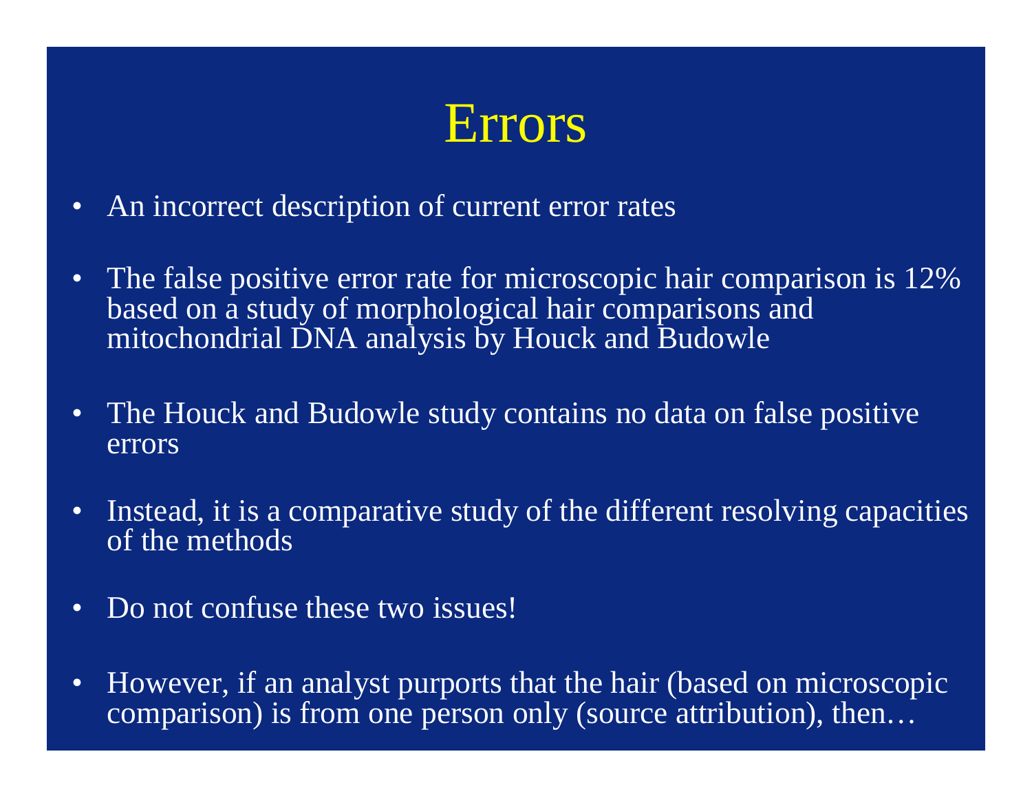# Errors

- An incorrect description of current error rates
- The false positive error rate for microscopic hair comparison is 12% based on a study of morphological hair comparisons and mitochondrial DNA analysis by Houck and Budowle
- The Houck and Budowle study contains no data on false positive errors
- Instead, it is a comparative study of the different resolving capacities of the methods
- Do not confuse these two issues!
- However, if an analyst purports that the hair (based on microscopic comparison) is from one person only (source attribution), then…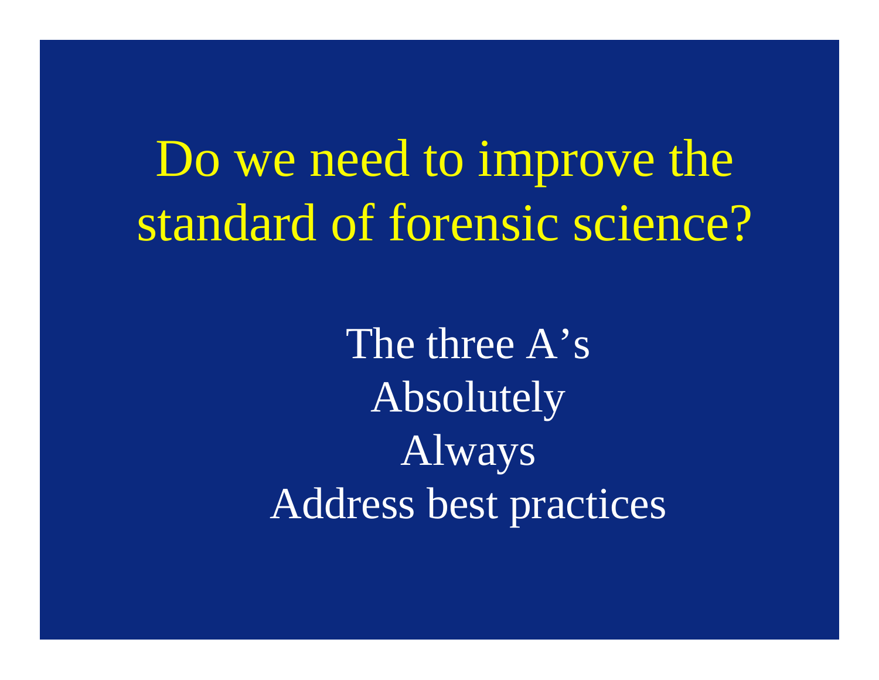# Do we need to improve the standard of forensic science?

The three A's

Absolutely

Always

Address best practices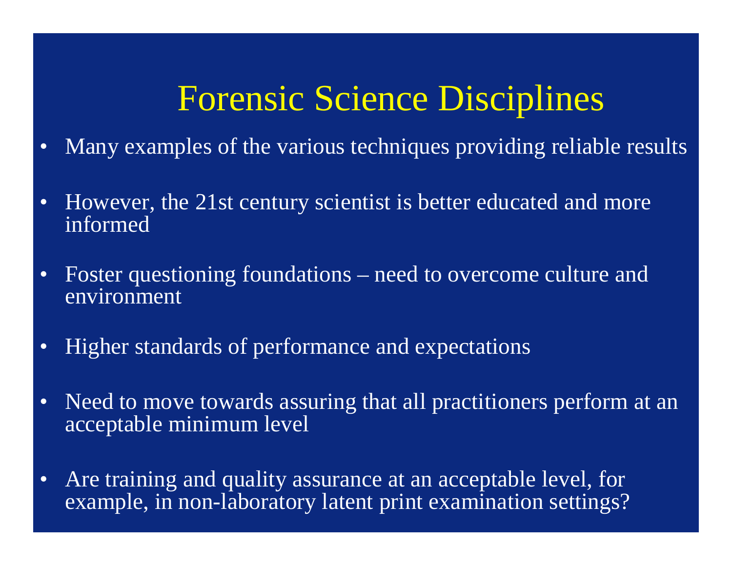# Forensic Science Disciplines

- Many examples of the various techniques providing reliable results
- However, the 21st century scientist is better educated and more informed
- Foster questioning foundations – need to overcome culture and environment
- Higher standards of performance and expectations
- Need to move towards assuring that all practitioners perform at an acceptable minimum level
- Are training and quality assurance at an acceptable level, for example, in non-laboratory latent print examination settings?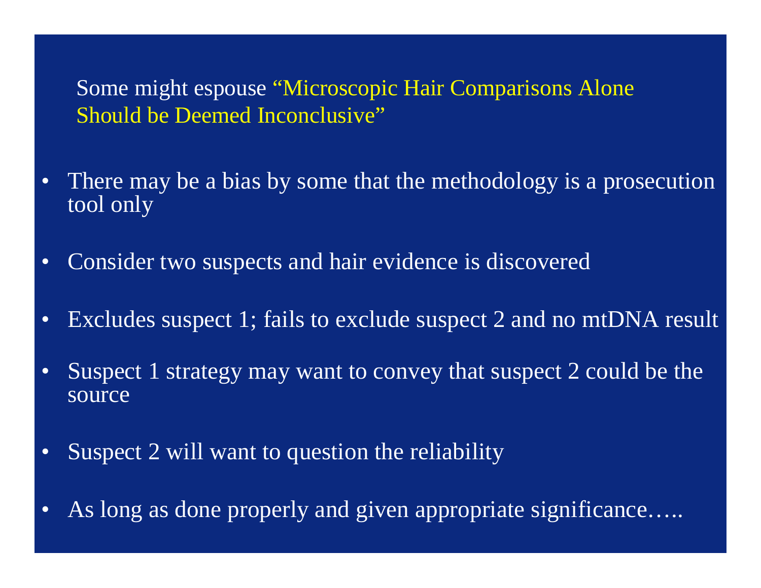Some might espouse "Microscopic Hair Comparisons Alone Should be Deemed Inconclusive"

- There may be a bias by some that the methodology is a prosecution tool only
- Consider two suspects and hair evidence is discovered
- Excludes suspect 1; fails to exclude suspect 2 and no mtDNA result
- Suspect 1 strategy may want to convey that suspect 2 could be the source
- Suspect 2 will want to question the reliability
- As long as done properly and given appropriate significance…..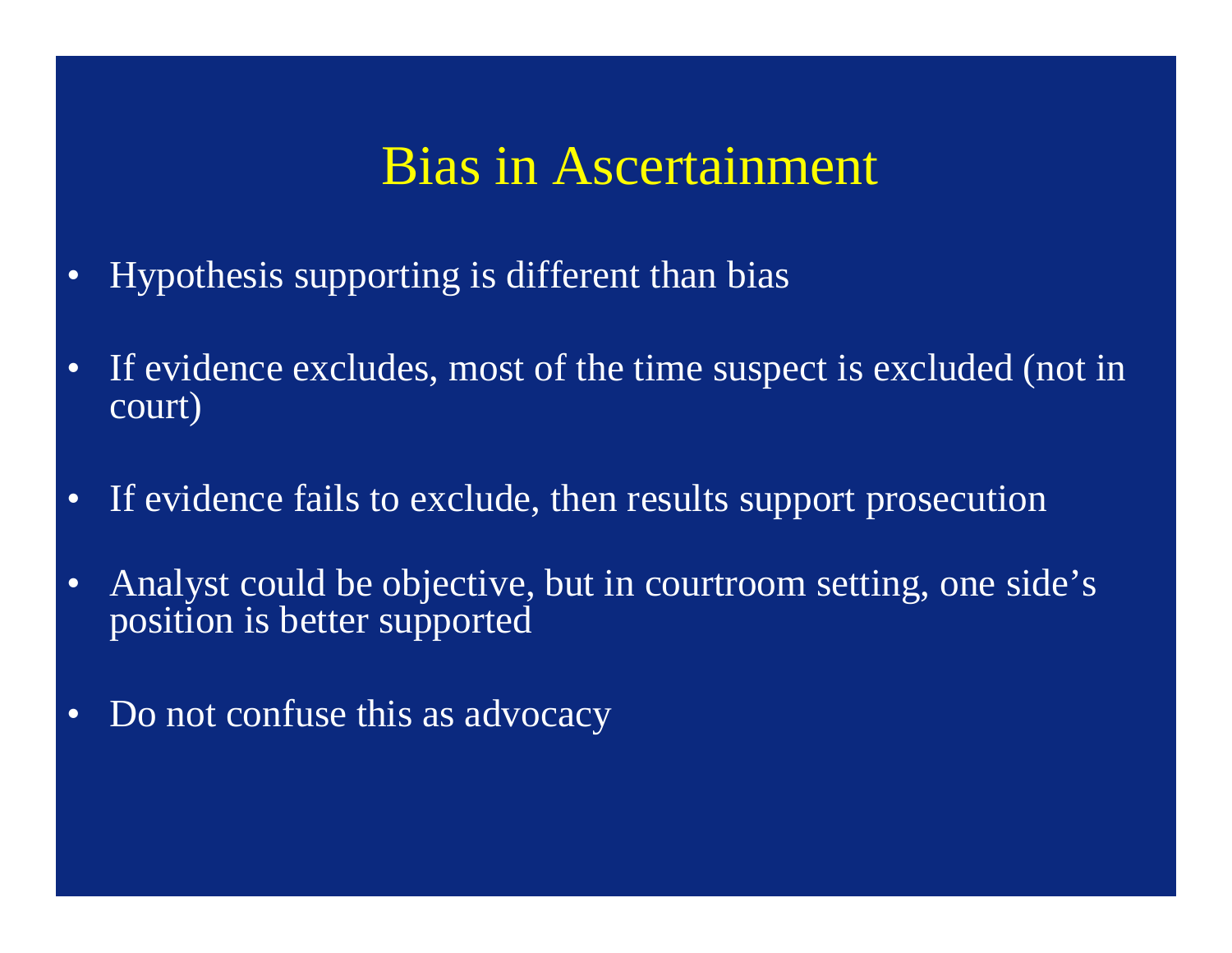# Bias in Ascertainment

- Hypothesis supporting is different than bias
- If evidence excludes, most of the time suspect is excluded (not in court)
- If evidence fails to exclude, then results support prosecution
- Analyst could be objective, but in courtroom setting, one side's position is better supported
- Do not confuse this as advocacy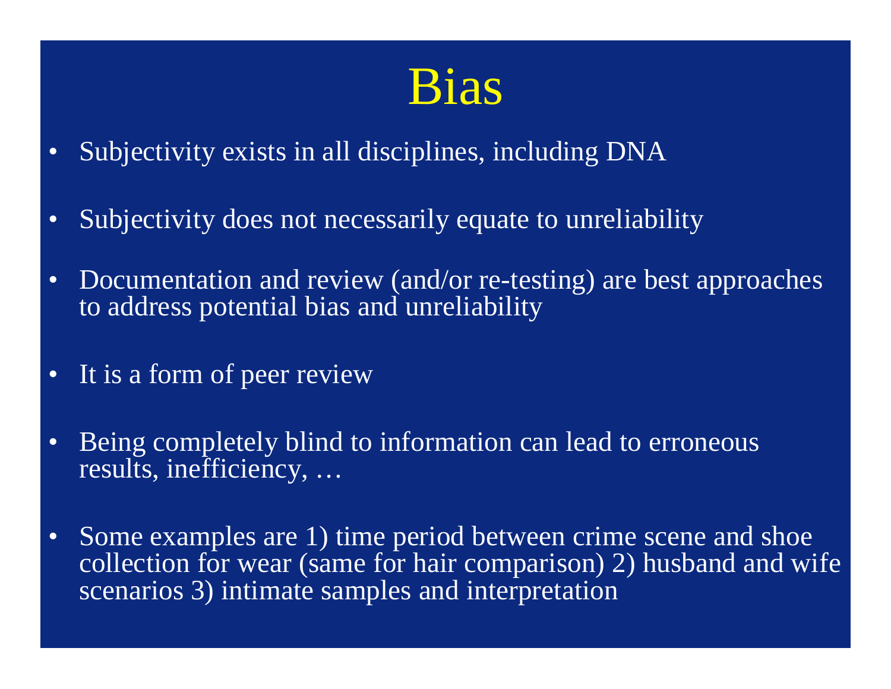# Bias

- Subjectivity exists in all disciplines, including DNA
- Subjectivity does not necessarily equate to unreliability
- Documentation and review (and/or re-testing) are best approaches to address potential bias and unreliability
- It is a form of peer review
- Being completely blind to information can lead to erroneous results, inefficiency, …
- Some examples are 1) time period between crime scene and shoe collection for wear (same for hair comparison) 2) husband and wife scenarios 3) intimate samples and interpretation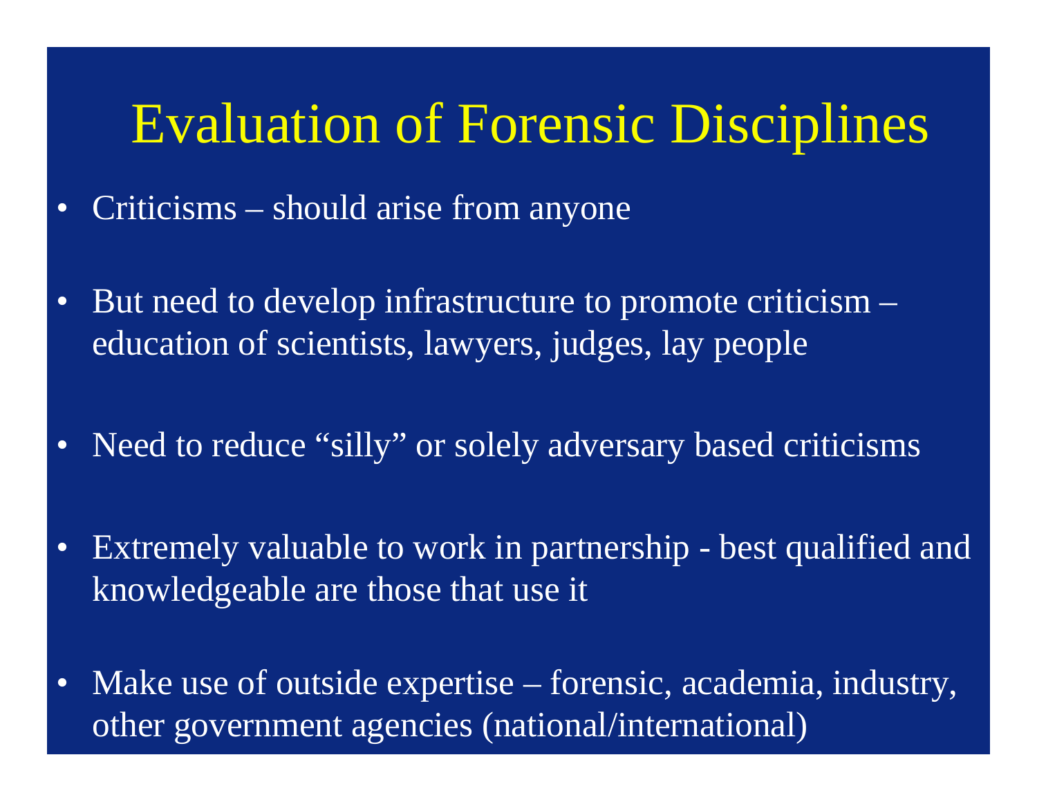# Evaluation of Forensic Disciplines

- Criticisms – should arise from anyone
- But need to develop infrastructure to promote criticism – education of scientists, lawyers, judges, lay people
- Need to reduce "silly" or solely adversary based criticisms
- Extremely valuable to work in partnership - best qualified and knowledgeable are those that use it
- Make use of outside expertise – forensic, academia, industry, other government agencies (national/international)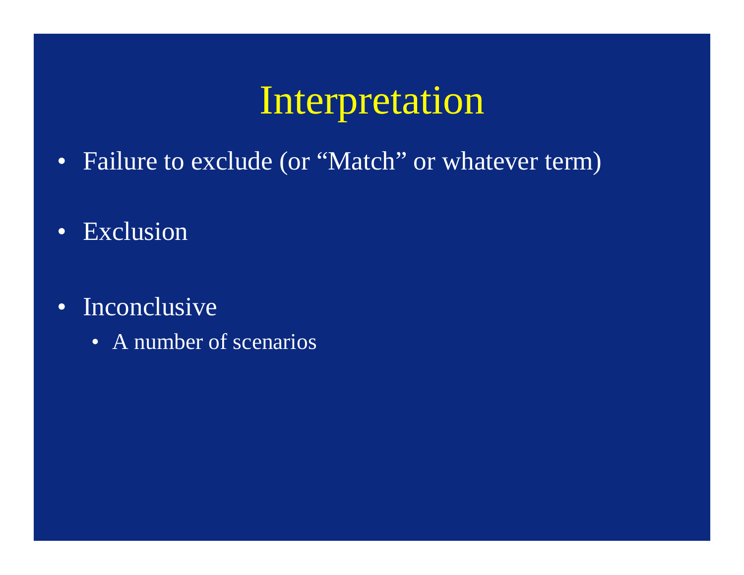# Interpretation

- Failure to exclude (or “Match” or whatever term)
- Exclusion
- Inconclusive
  - A number of scenarios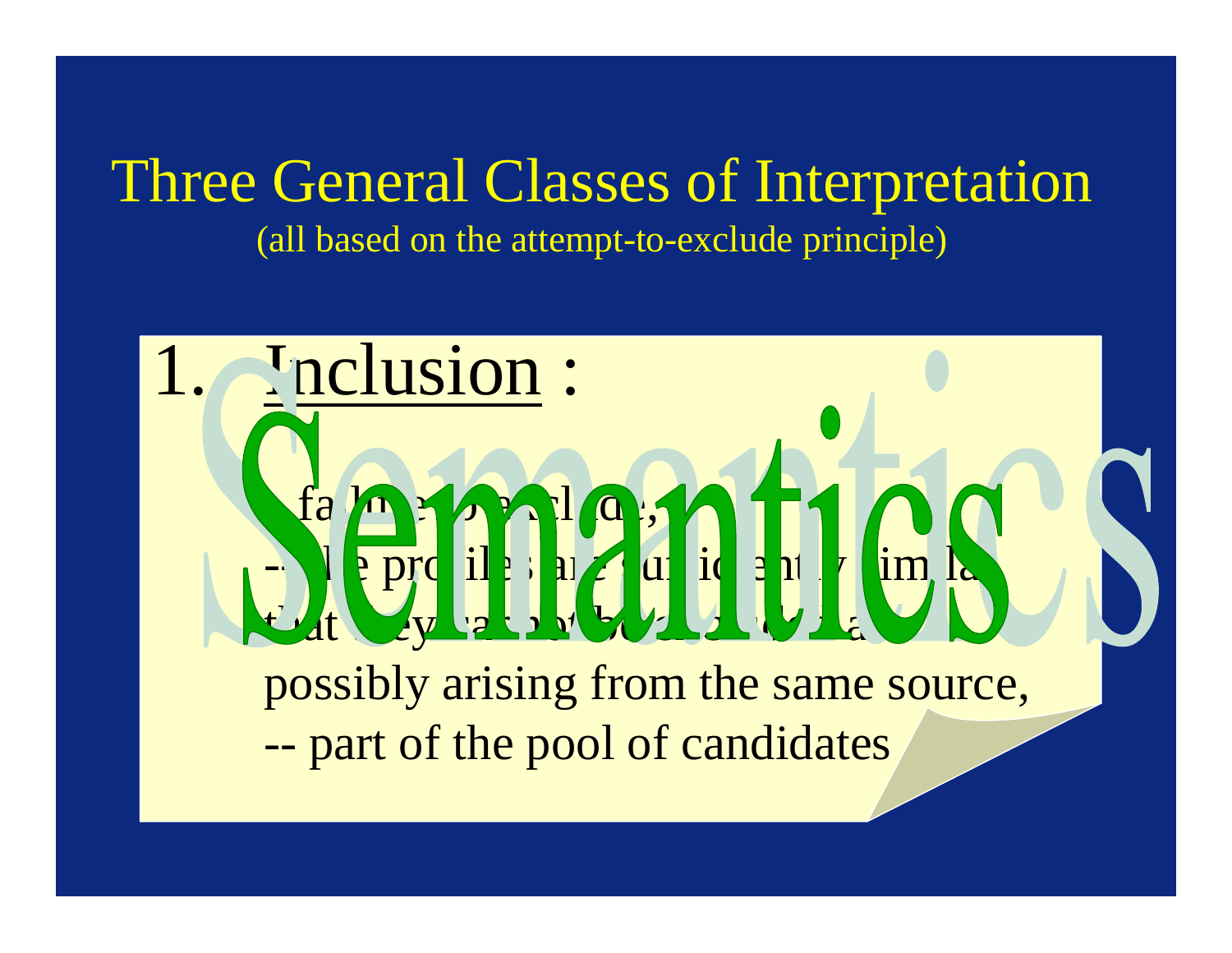# Three General Classes of Interpretation

(all based on the attempt-to-exclude principle)

1. Inclusion :

-- failure to exclude,

-- the profiles are sufficiently similar that they cannot be excluded as possibly arising from the same source,

-- part of the pool of candidates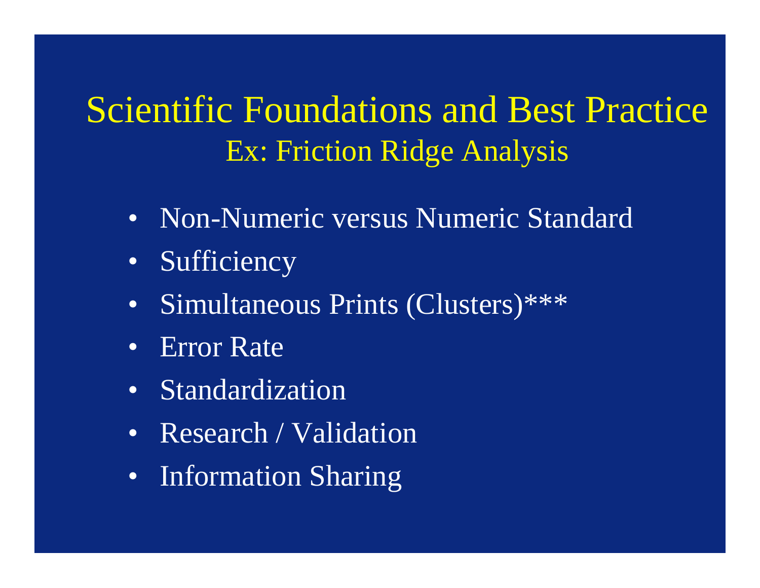# Scientific Foundations and Best Practice

## Ex: Friction Ridge Analysis

- Non-Numeric versus Numeric Standard
- Sufficiency
- Simultaneous Prints (Clusters)***
- Error Rate
- Standardization
- Research / Validation
- Information Sharing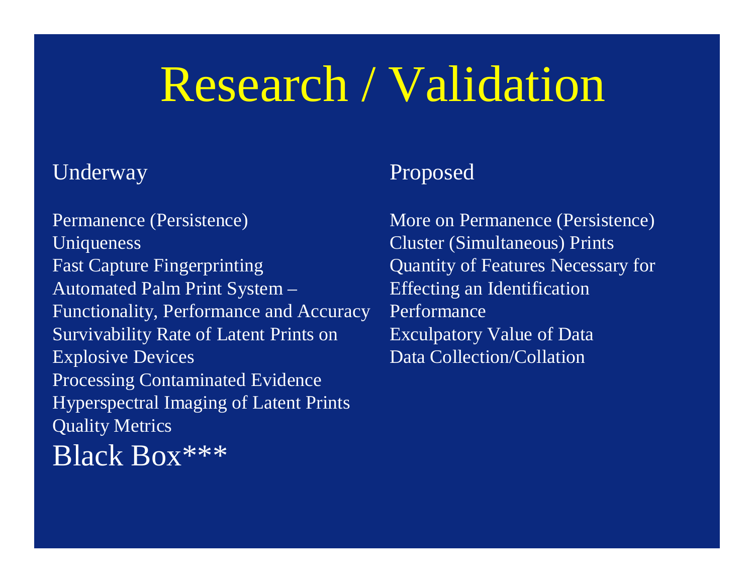# Research / Validation

## Underway

Permanence (Persistence)
Uniqueness
Fast Capture Fingerprinting
Automated Palm Print System – Functionality, Performance and Accuracy
Survivability Rate of Latent Prints on Explosive Devices
Processing Contaminated Evidence
Hyperspectral Imaging of Latent Prints
Quality Metrics

### Black Box***

## Proposed

More on Permanence (Persistence)
Cluster (Simultaneous) Prints
Quantity of Features Necessary for Effecting an Identification
Performance
Exculpatory Value of Data
Data Collection/Collation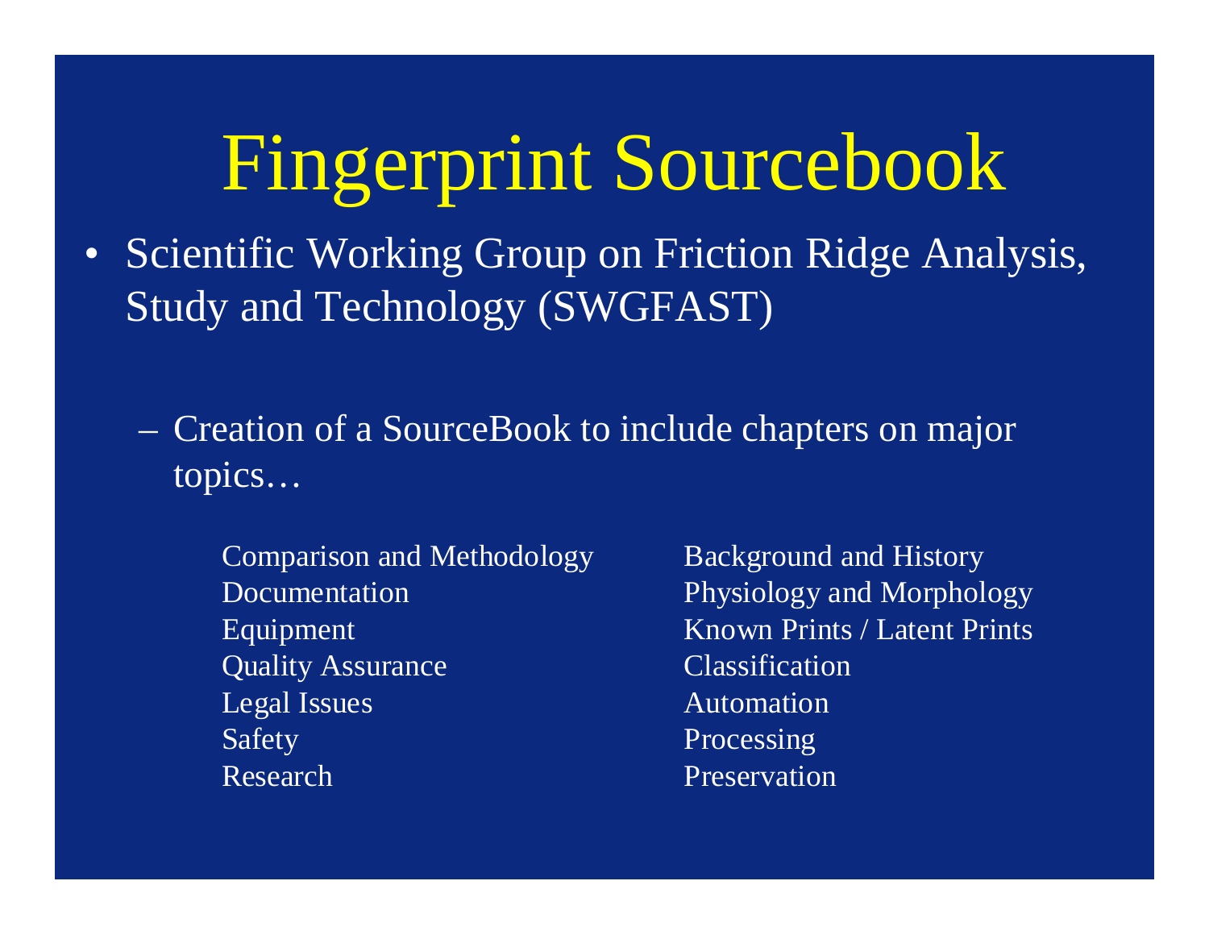# Fingerprint Sourcebook

- Scientific Working Group on Friction Ridge Analysis, Study and Technology (SWGFAST)

  - Creation of a SourceBook to include chapters on major topics…

    Comparison and Methodology
    Documentation
    Equipment
    Quality Assurance
    Legal Issues
    Safety
    Research
    Background and History
    Physiology and Morphology
    Known Prints / Latent Prints
    Classification
    Automation
    Processing
    Preservation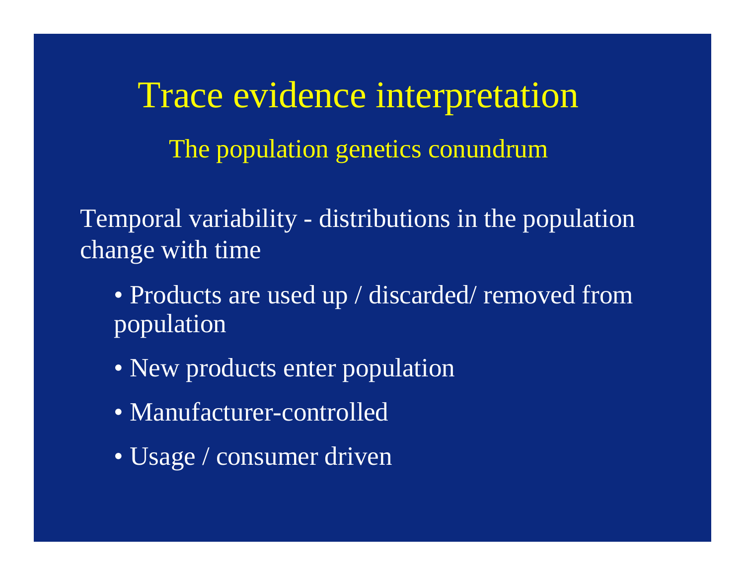# Trace evidence interpretation

## The population genetics conundrum

Temporal variability - distributions in the population change with time

- Products are used up / discarded/ removed from population
- New products enter population
- Manufacturer-controlled
- Usage / consumer driven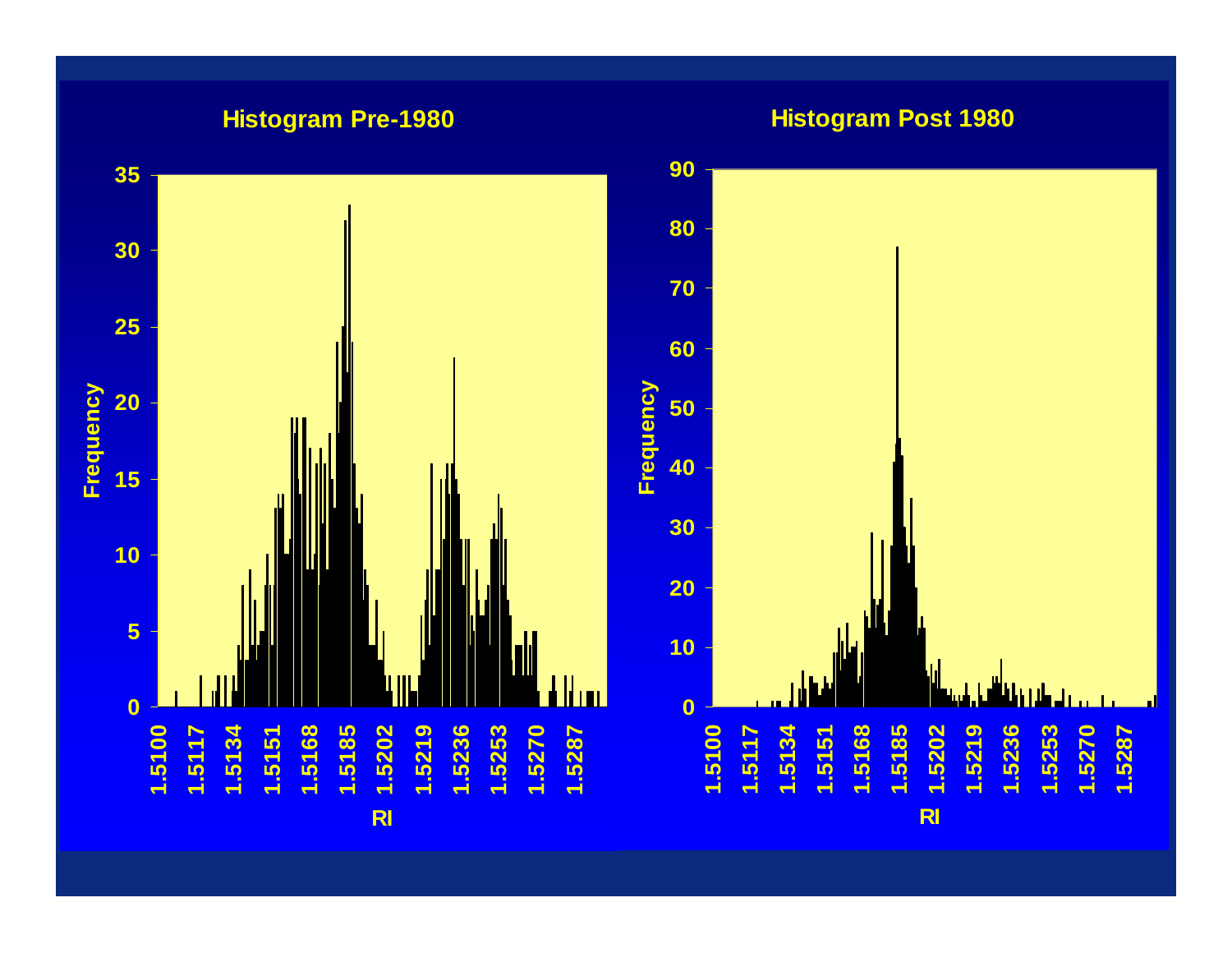## Histogram Pre-1980

## Histogram Post 1980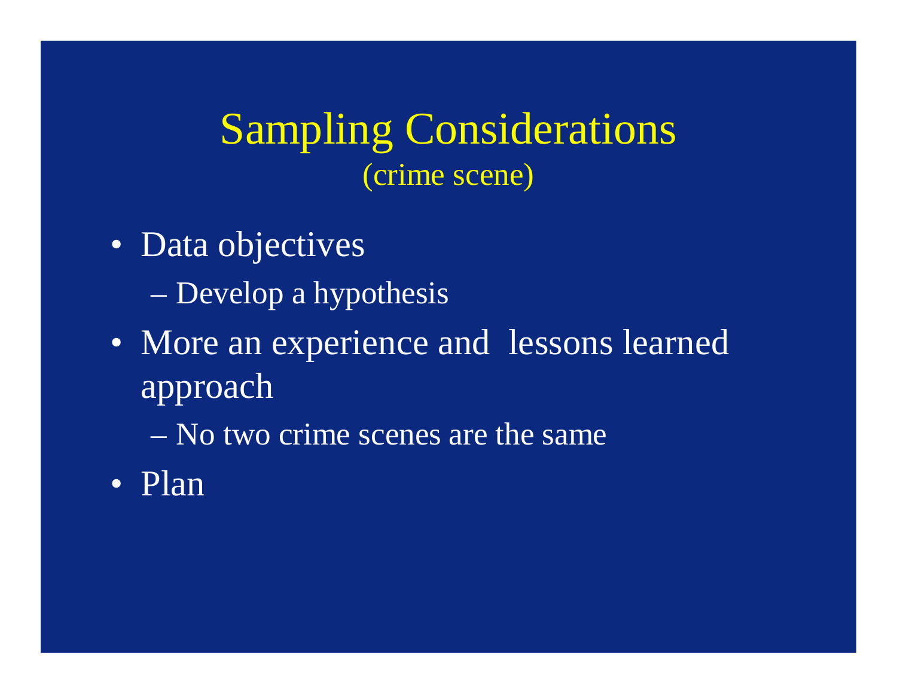# Sampling Considerations
## (crime scene)

- Data objectives
  - Develop a hypothesis
- More an experience and lessons learned approach
  - No two crime scenes are the same
- Plan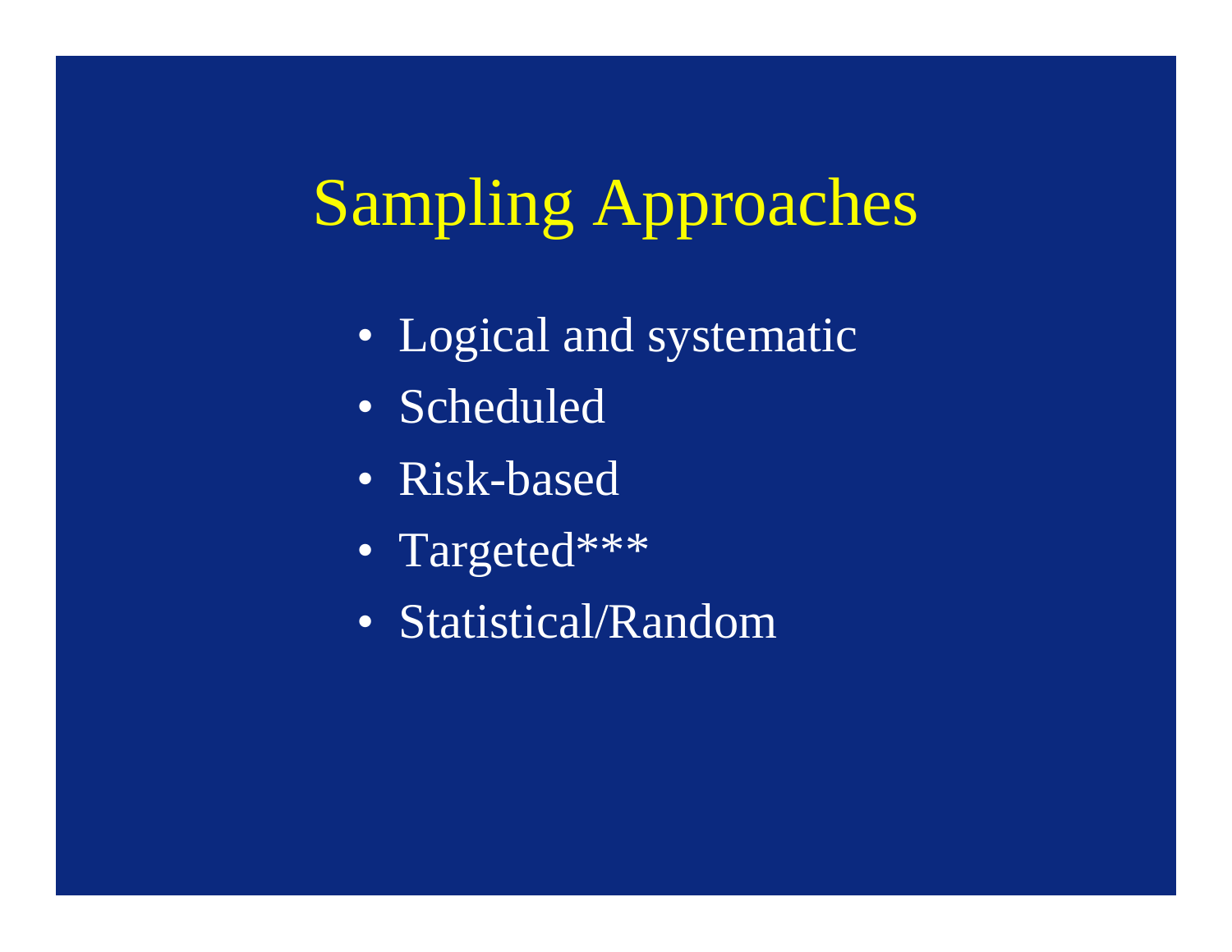# Sampling Approaches

- Logical and systematic
- Scheduled
- Risk-based
- Targeted***
- Statistical/Random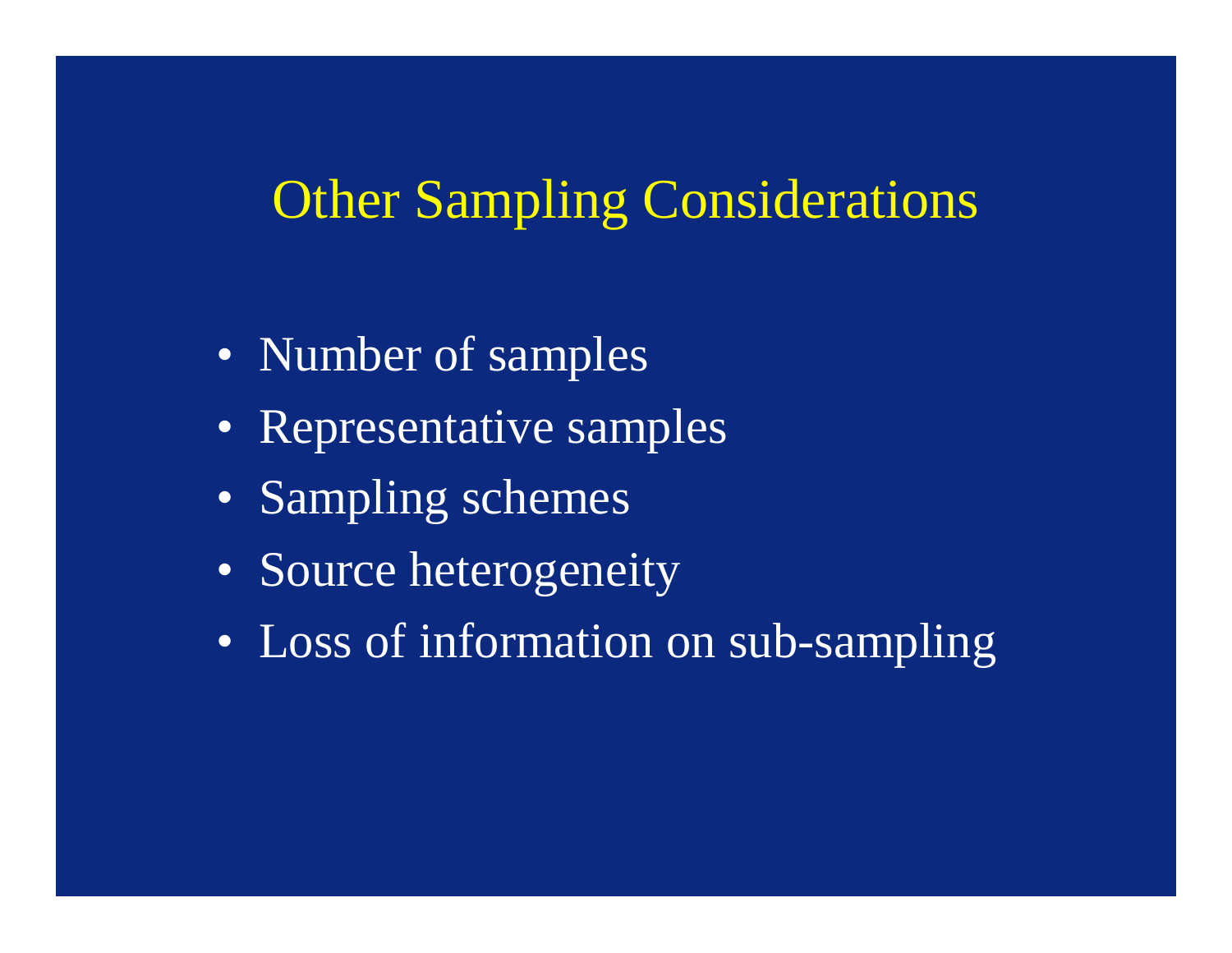# Other Sampling Considerations

- Number of samples
- Representative samples
- Sampling schemes
- Source heterogeneity
- Loss of information on sub-sampling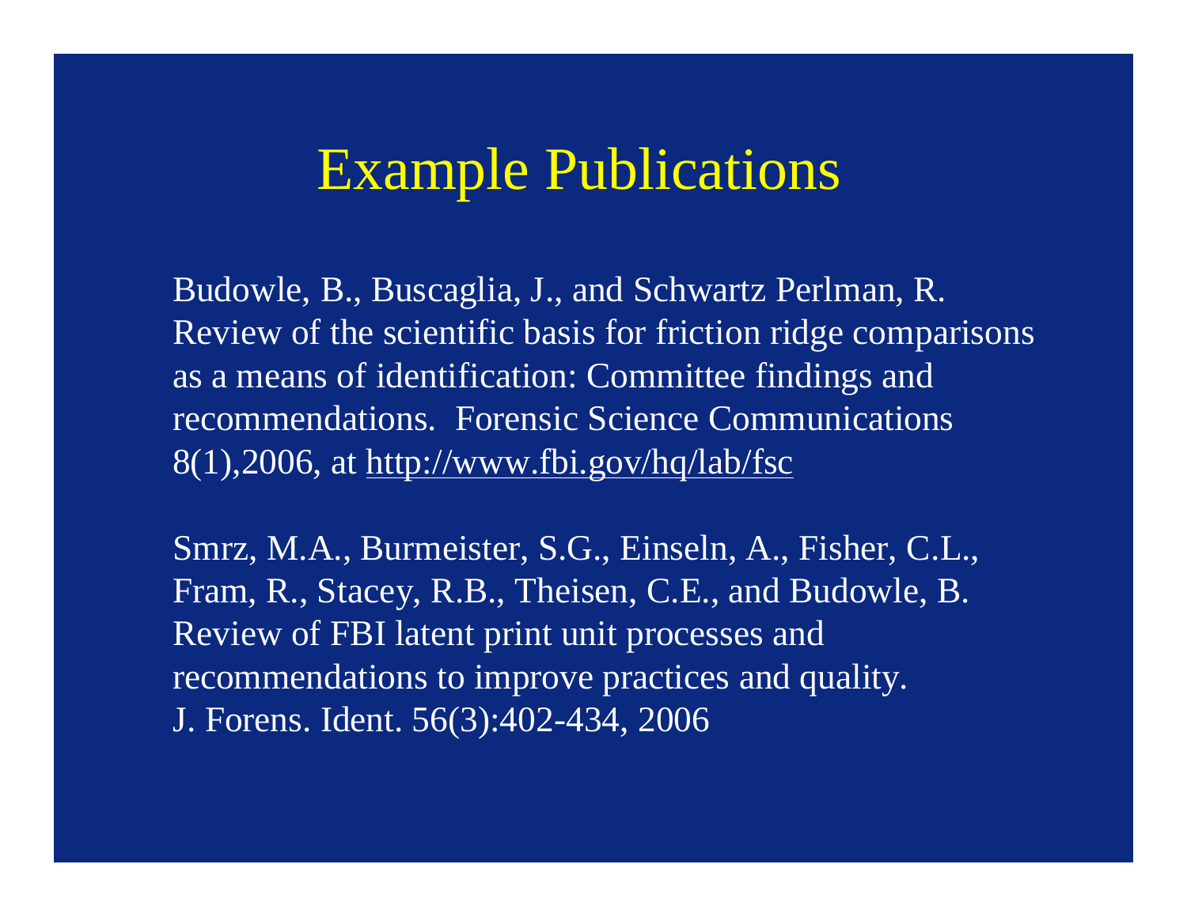# Example Publications

Budowle, B., Buscaglia, J., and Schwartz Perlman, R. Review of the scientific basis for friction ridge comparisons as a means of identification: Committee findings and recommendations. Forensic Science Communications 8(1),2006, at http://www.fbi.gov/hq/lab/fsc

Smrz, M.A., Burmeister, S.G., Einseln, A., Fisher, C.L., Fram, R., Stacey, R.B., Theisen, C.E., and Budowle, B. Review of FBI latent print unit processes and recommendations to improve practices and quality. J. Forens. Ident. 56(3):402-434, 2006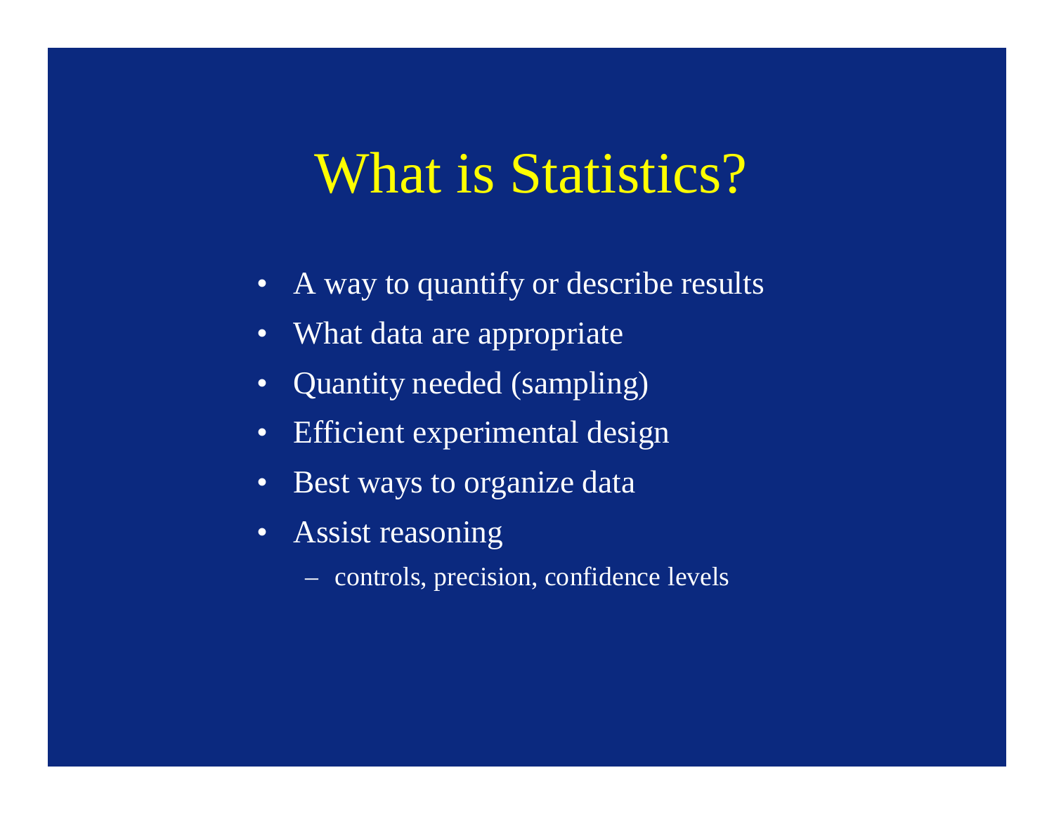# What is Statistics?

- A way to quantify or describe results
- What data are appropriate
- Quantity needed (sampling)
- Efficient experimental design
- Best ways to organize data
- Assist reasoning
  - controls, precision, confidence levels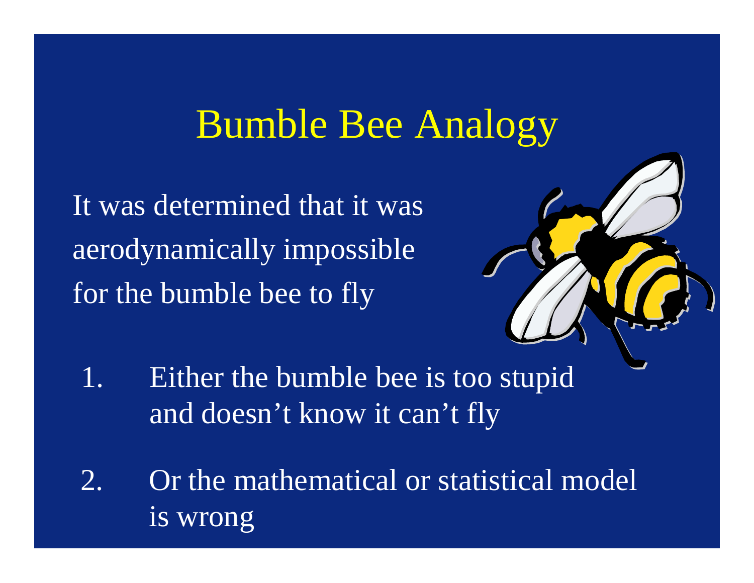# Bumble Bee Analogy

It was determined that it was aerodynamically impossible for the bumble bee to fly

1. Either the bumble bee is too stupid and doesn't know it can't fly

2. Or the mathematical or statistical model is wrong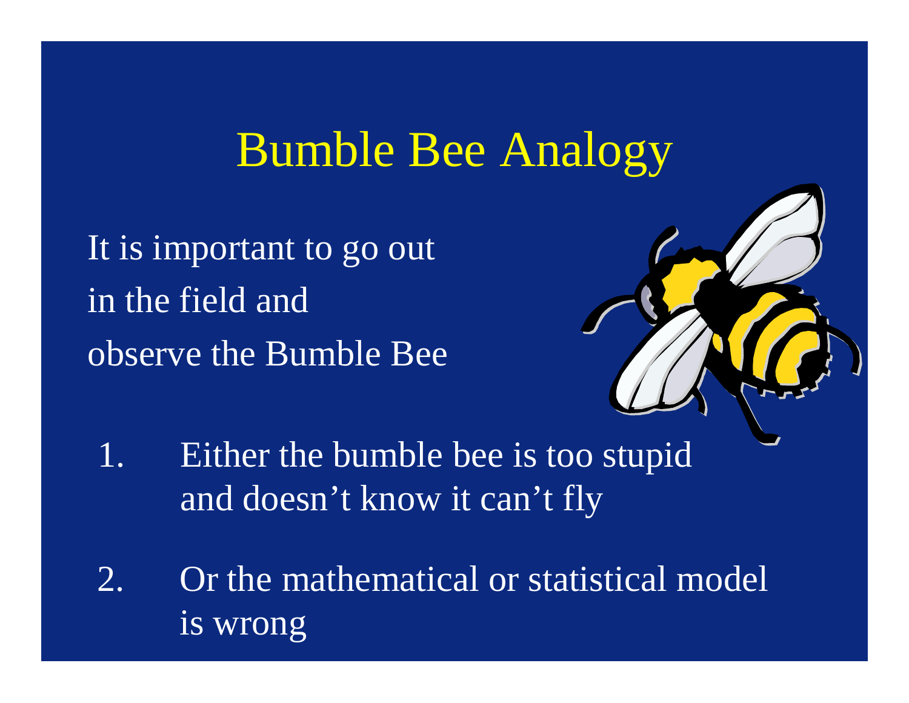# Bumble Bee Analogy

It is important to go out in the field and observe the Bumble Bee

1. Either the bumble bee is too stupid and doesn't know it can't fly

2. Or the mathematical or statistical model is wrong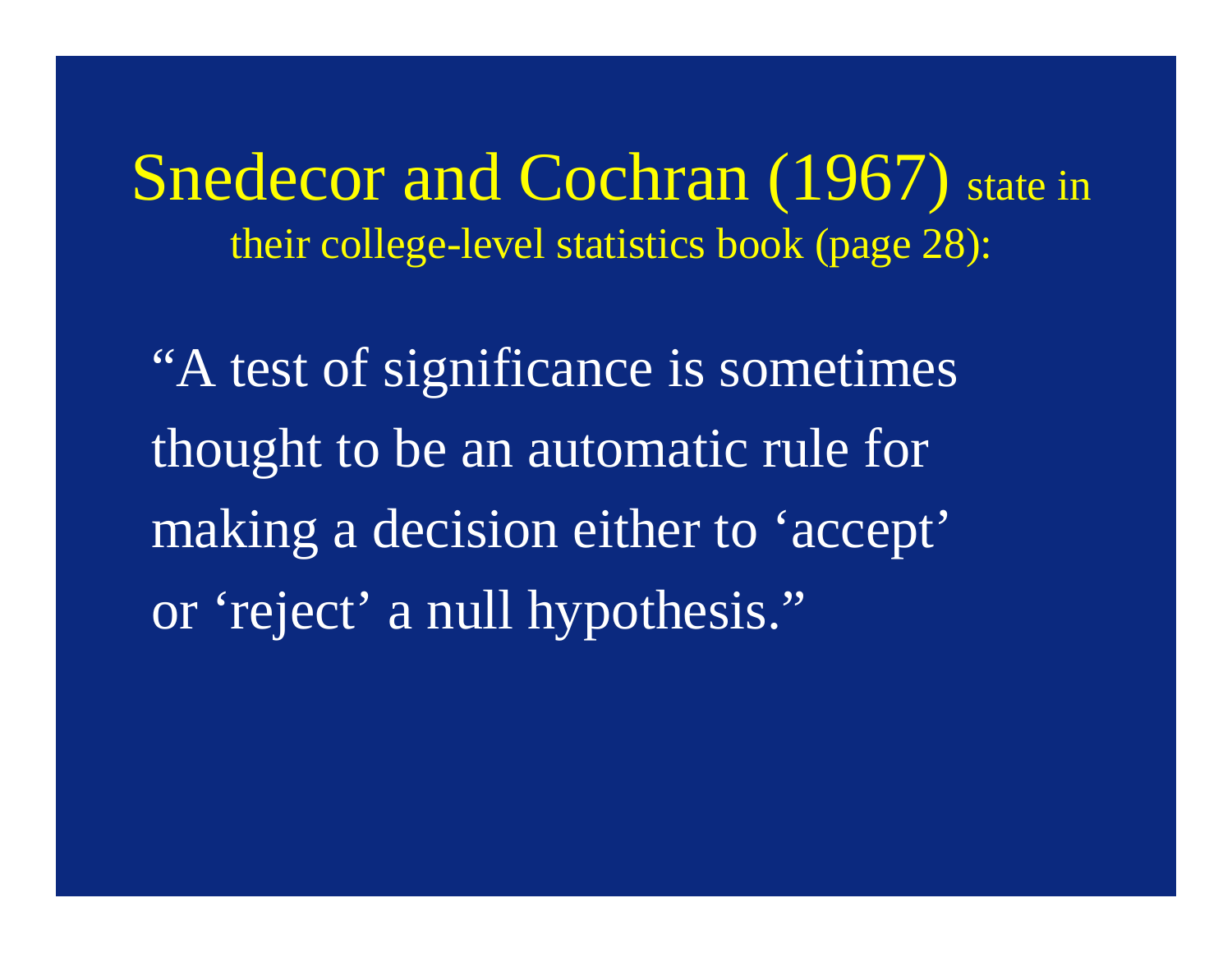Snedecor and Cochran (1967) state in their college-level statistics book (page 28):

"A test of significance is sometimes thought to be an automatic rule for making a decision either to 'accept' or 'reject' a null hypothesis."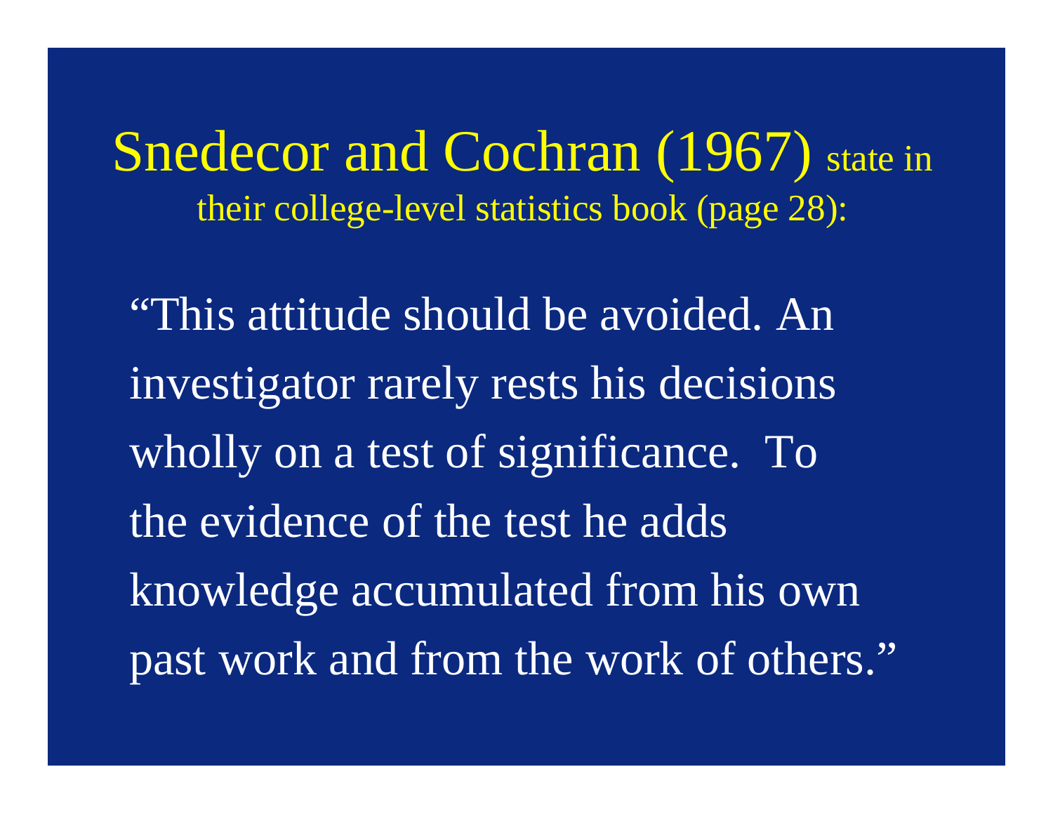Snedecor and Cochran (1967) state in their college-level statistics book (page 28):

"This attitude should be avoided. An investigator rarely rests his decisions wholly on a test of significance. To the evidence of the test he adds knowledge accumulated from his own past work and from the work of others."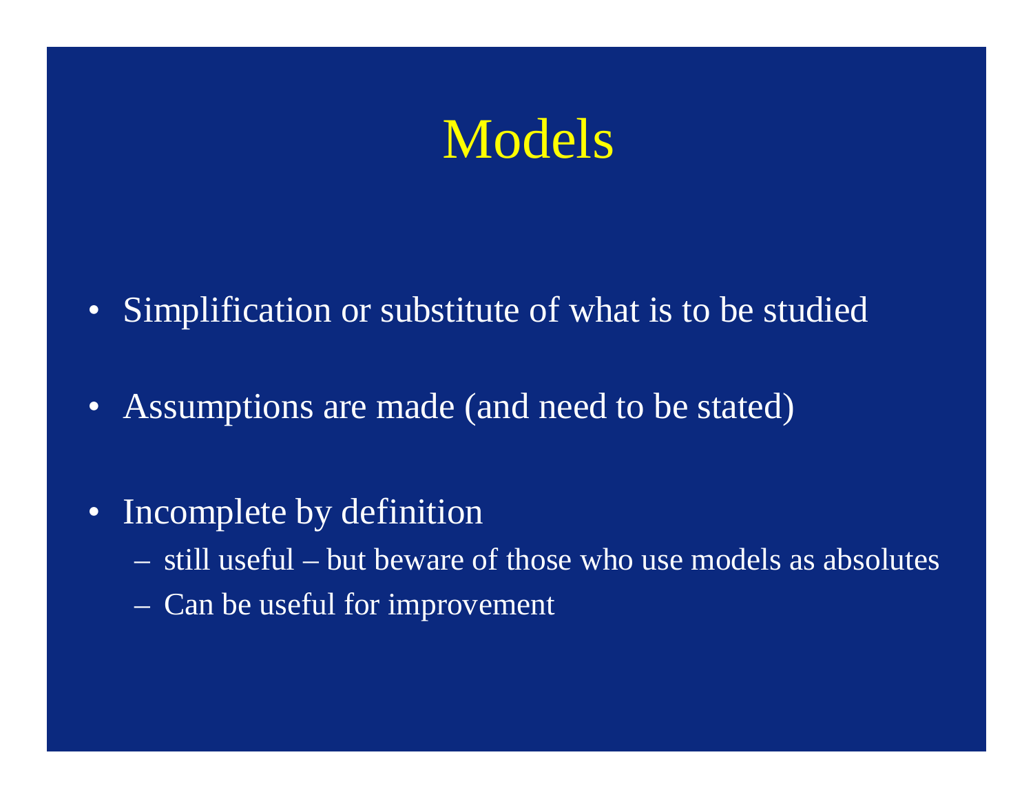# Models

- Simplification or substitute of what is to be studied
- Assumptions are made (and need to be stated)
- Incomplete by definition
  - still useful – but beware of those who use models as absolutes
  - Can be useful for improvement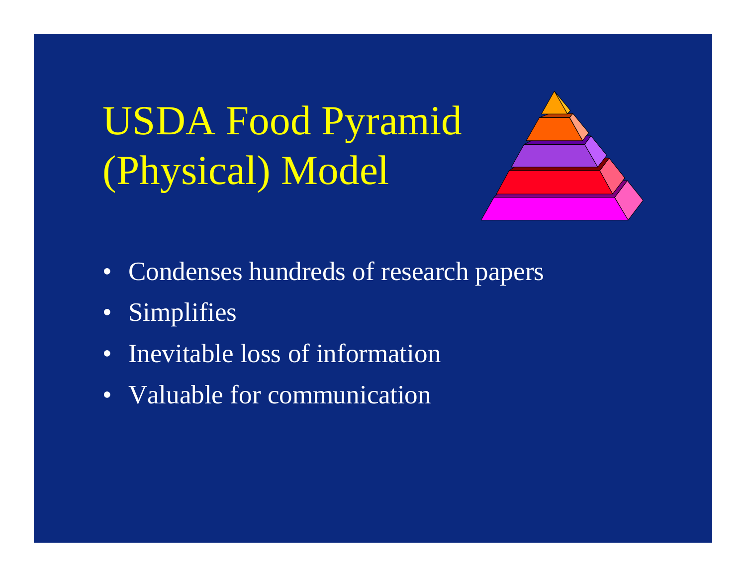# USDA Food Pyramid (Physical) Model

- Condenses hundreds of research papers
- Simplifies
- Inevitable loss of information
- Valuable for communication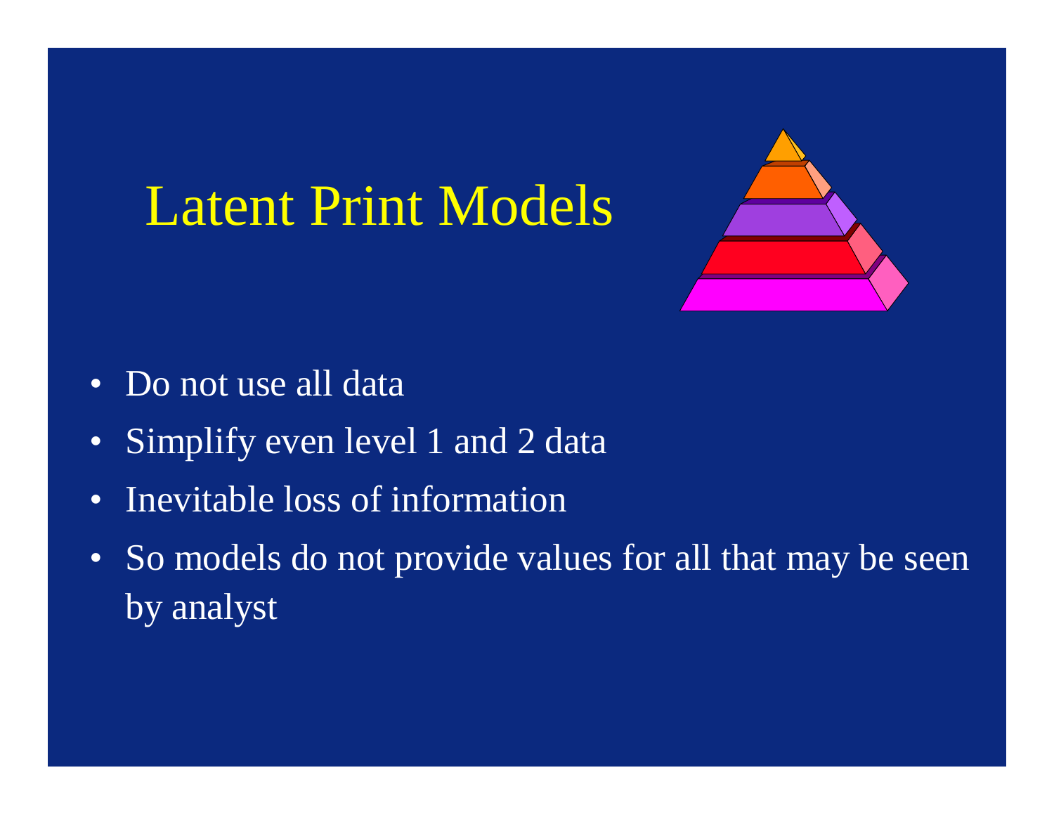# Latent Print Models

- Do not use all data
- Simplify even level 1 and 2 data
- Inevitable loss of information
- So models do not provide values for all that may be seen by analyst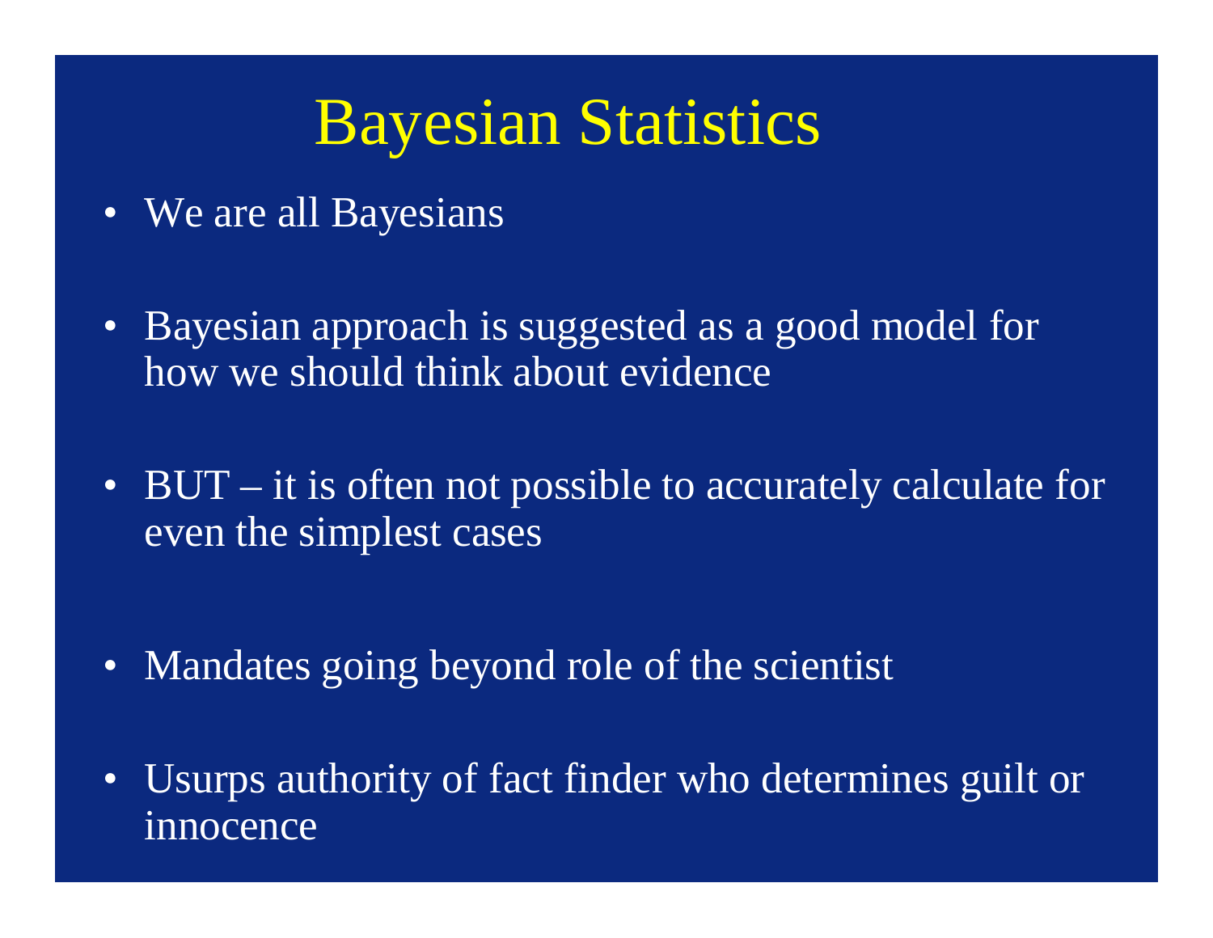# Bayesian Statistics

- We are all Bayesians
- Bayesian approach is suggested as a good model for how we should think about evidence
- BUT – it is often not possible to accurately calculate for even the simplest cases
- Mandates going beyond role of the scientist
- Usurps authority of fact finder who determines guilt or innocence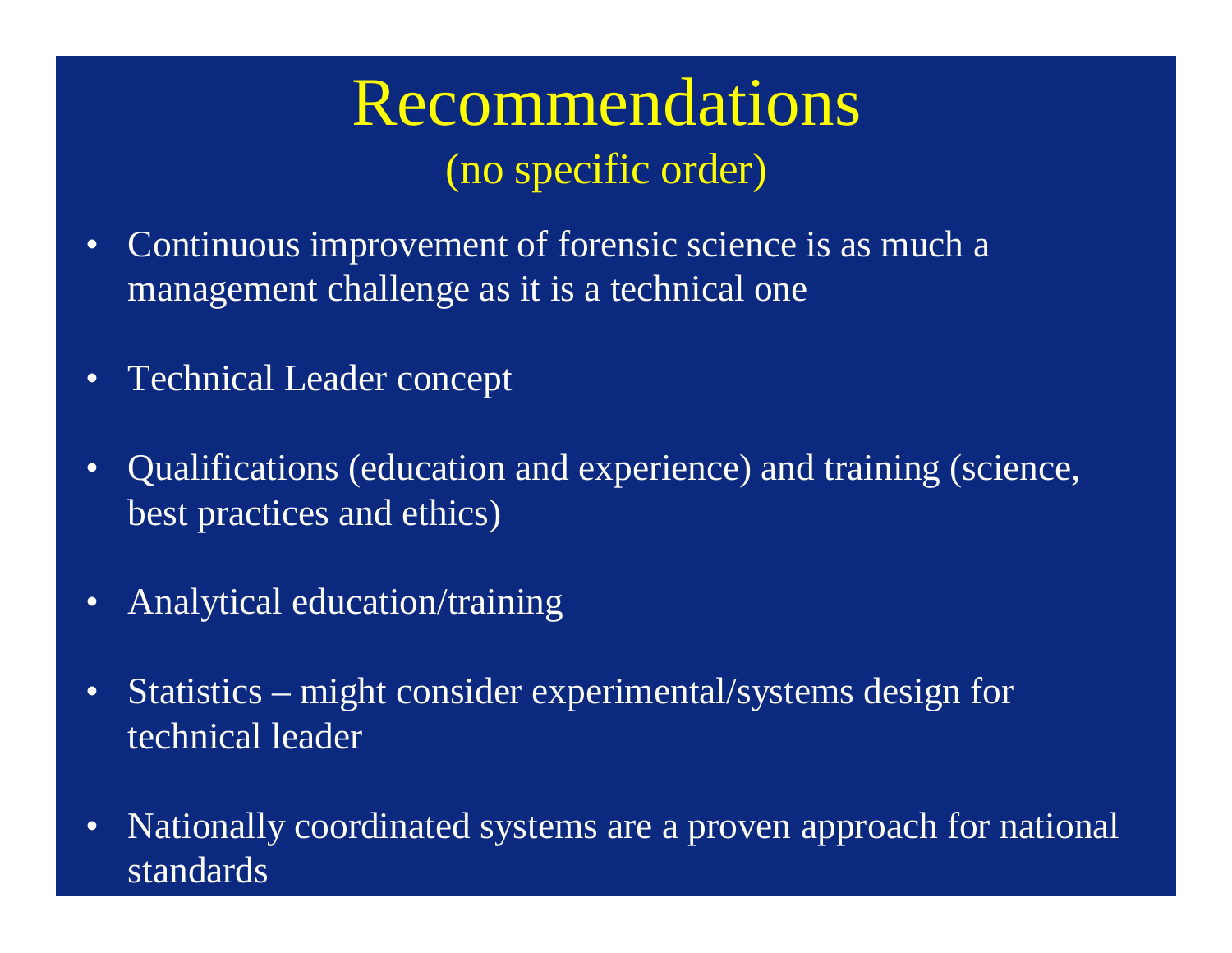# Recommendations

(no specific order)

- Continuous improvement of forensic science is as much a management challenge as it is a technical one
- Technical Leader concept
- Qualifications (education and experience) and training (science, best practices and ethics)
- Analytical education/training
- Statistics – might consider experimental/systems design for technical leader
- Nationally coordinated systems are a proven approach for national standards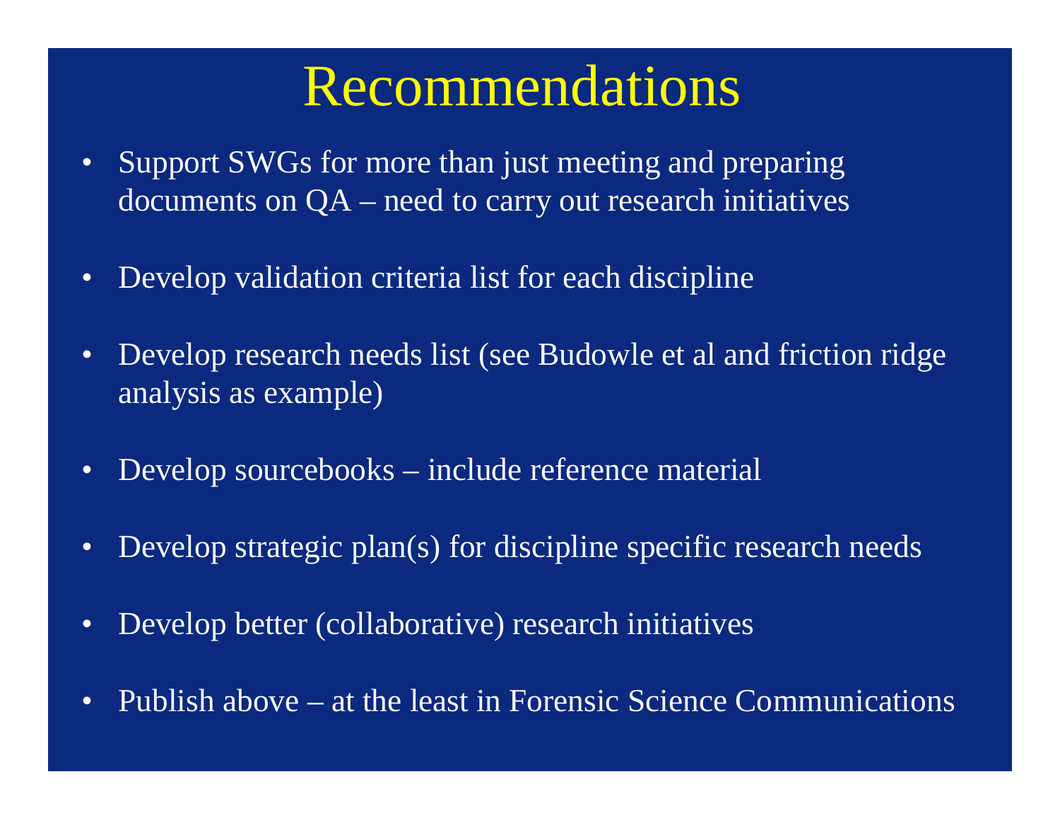# Recommendations

- Support SWGs for more than just meeting and preparing documents on QA – need to carry out research initiatives
- Develop validation criteria list for each discipline
- Develop research needs list (see Budowle et al and friction ridge analysis as example)
- Develop sourcebooks – include reference material
- Develop strategic plan(s) for discipline specific research needs
- Develop better (collaborative) research initiatives
- Publish above – at the least in Forensic Science Communications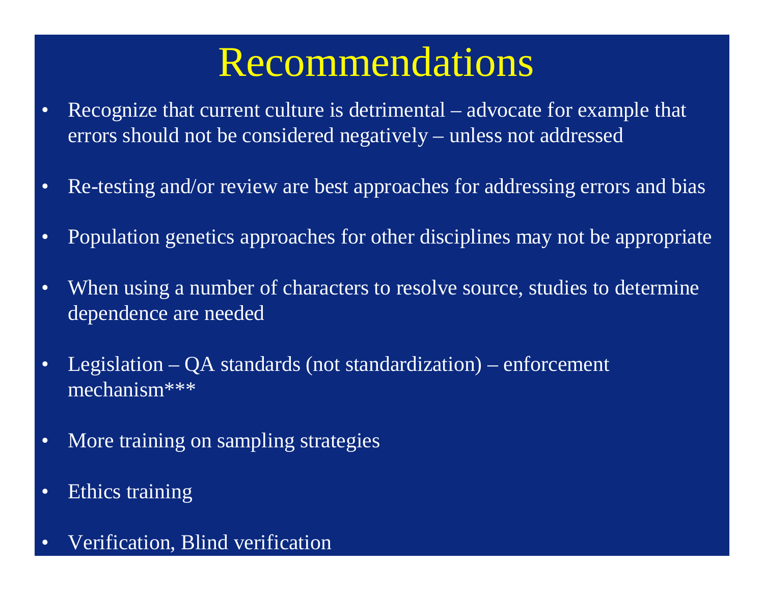# Recommendations

- Recognize that current culture is detrimental – advocate for example that errors should not be considered negatively – unless not addressed
- Re-testing and/or review are best approaches for addressing errors and bias
- Population genetics approaches for other disciplines may not be appropriate
- When using a number of characters to resolve source, studies to determine dependence are needed
- Legislation – QA standards (not standardization) – enforcement mechanism***
- More training on sampling strategies
- Ethics training
- Verification, Blind verification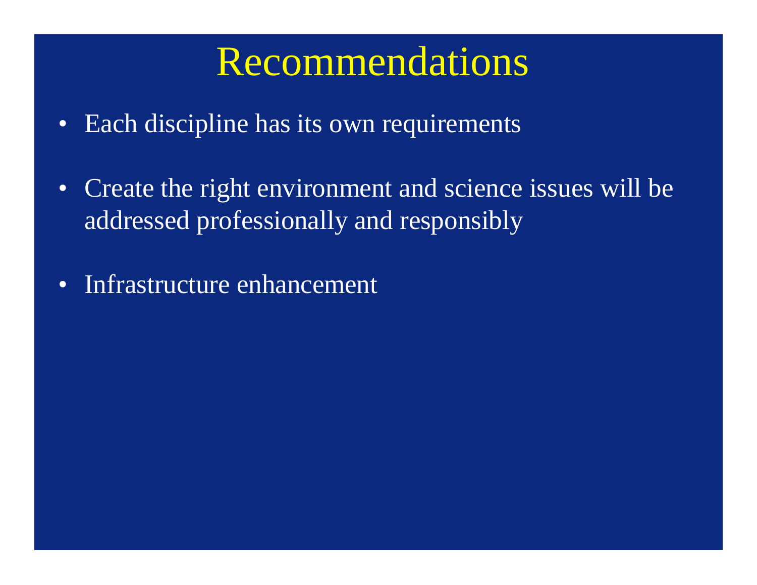# Recommendations

- Each discipline has its own requirements
- Create the right environment and science issues will be addressed professionally and responsibly
- Infrastructure enhancement